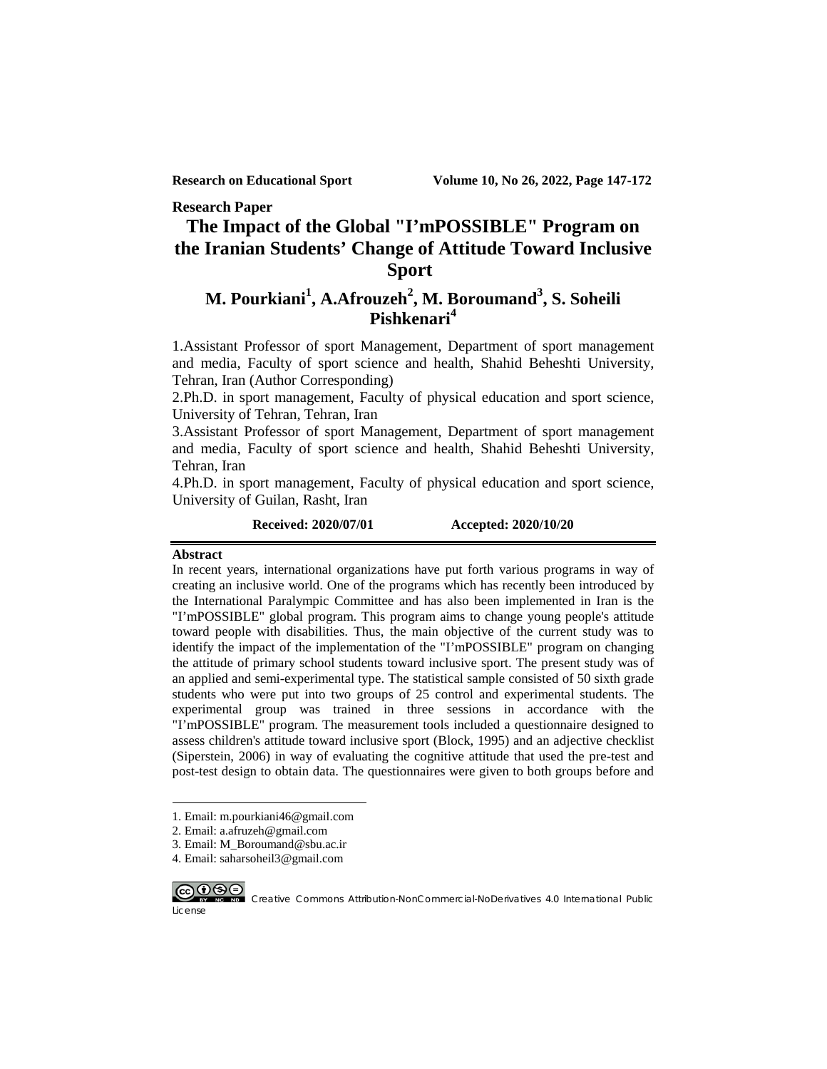**Research Paper**

# The Impact of the Global "I'mPOSSIBLE" Program on the Iranian Students' Change of Attitude Toward Inclusive Sport

## M. Pourkiani[1], A.Afrouzeh[2], M. Boroumand[3], S. Soheili Pishkenari[4]

1.Assistant Professor of sport Management, Department of sport management and media, Faculty of sport science and health, Shahid Beheshti University, Tehran, Iran (Author Corresponding)

2.Ph.D. in sport management, Faculty of physical education and sport science, University of Tehran, Tehran, Iran

3.Assistant Professor of sport Management, Department of sport management and media, Faculty of sport science and health, Shahid Beheshti University, Tehran, Iran

4.Ph.D. in sport management, Faculty of physical education and sport science, University of Guilan, Rasht, Iran

**Received: 2020/07/01** **Accepted: 2020/10/20**

**Abstract**

In recent years, international organizations have put forth various programs in way of creating an inclusive world. One of the programs which has recently been introduced by the International Paralympic Committee and has also been implemented in Iran is the "I'mPOSSIBLE" global program. This program aims to change young people's attitude toward people with disabilities. Thus, the main objective of the current study was to identify the impact of the implementation of the "I'mPOSSIBLE" program on changing the attitude of primary school students toward inclusive sport. The present study was of an applied and semi-experimental type. The statistical sample consisted of 50 sixth grade students who were put into two groups of 25 control and experimental students. The experimental group was trained in three sessions in accordance with the "I'mPOSSIBLE" program. The measurement tools included a questionnaire designed to assess children's attitude toward inclusive sport (Block, 1995) and an adjective checklist (Siperstein, 2006) in way of evaluating the cognitive attitude that used the pre-test and post-test design to obtain data. The questionnaires were given to both groups before and

---

1. Email: m.pourkiani46@gmail.com
2. Email: a.afruzeh@gmail.com
3. Email: M_Boroumand@sbu.ac.ir
4. Email: saharsoheil3@gmail.com

Creative Commons Attribution-NonCommercial-NoDerivatives 4.0 International Public License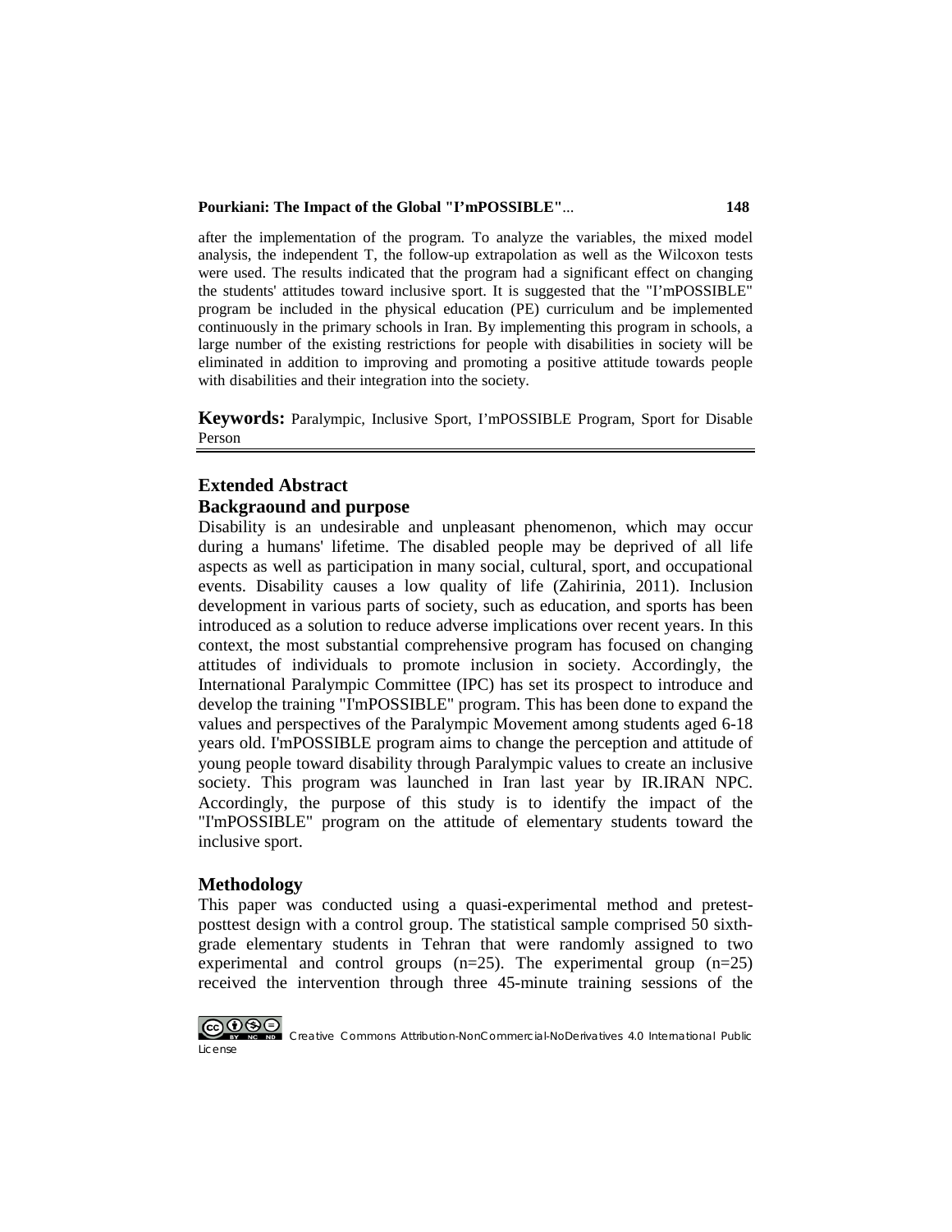after the implementation of the program. To analyze the variables, the mixed model analysis, the independent T, the follow-up extrapolation as well as the Wilcoxon tests were used. The results indicated that the program had a significant effect on changing the students' attitudes toward inclusive sport. It is suggested that the "I'mPOSSIBLE" program be included in the physical education (PE) curriculum and be implemented continuously in the primary schools in Iran. By implementing this program in schools, a large number of the existing restrictions for people with disabilities in society will be eliminated in addition to improving and promoting a positive attitude towards people with disabilities and their integration into the society.

**Keywords:** Paralympic, Inclusive Sport, I'mPOSSIBLE Program, Sport for Disable Person

## Extended Abstract

### Backgraound and purpose

Disability is an undesirable and unpleasant phenomenon, which may occur during a humans' lifetime. The disabled people may be deprived of all life aspects as well as participation in many social, cultural, sport, and occupational events. Disability causes a low quality of life (Zahirinia, 2011). Inclusion development in various parts of society, such as education, and sports has been introduced as a solution to reduce adverse implications over recent years. In this context, the most substantial comprehensive program has focused on changing attitudes of individuals to promote inclusion in society. Accordingly, the International Paralympic Committee (IPC) has set its prospect to introduce and develop the training "I'mPOSSIBLE" program. This has been done to expand the values and perspectives of the Paralympic Movement among students aged 6-18 years old. I'mPOSSIBLE program aims to change the perception and attitude of young people toward disability through Paralympic values to create an inclusive society. This program was launched in Iran last year by IR.IRAN NPC. Accordingly, the purpose of this study is to identify the impact of the "I'mPOSSIBLE" program on the attitude of elementary students toward the inclusive sport.

### Methodology

This paper was conducted using a quasi-experimental method and pretest-posttest design with a control group. The statistical sample comprised 50 sixth-grade elementary students in Tehran that were randomly assigned to two experimental and control groups (n=25). The experimental group (n=25) received the intervention through three 45-minute training sessions of the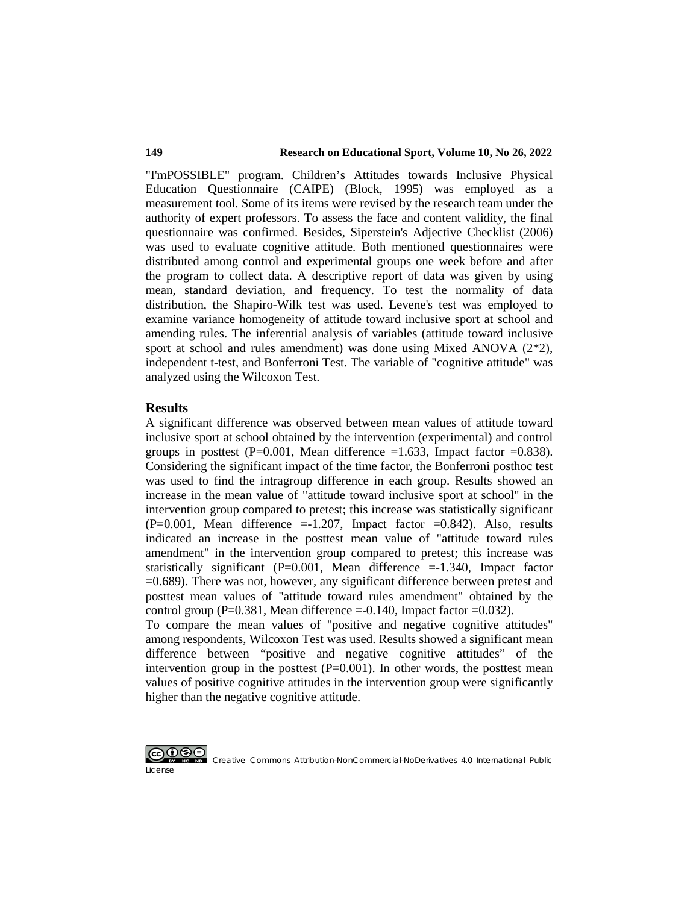"I'mPOSSIBLE" program. Children's Attitudes towards Inclusive Physical Education Questionnaire (CAIPE) (Block, 1995) was employed as a measurement tool. Some of its items were revised by the research team under the authority of expert professors. To assess the face and content validity, the final questionnaire was confirmed. Besides, Siperstein's Adjective Checklist (2006) was used to evaluate cognitive attitude. Both mentioned questionnaires were distributed among control and experimental groups one week before and after the program to collect data. A descriptive report of data was given by using mean, standard deviation, and frequency. To test the normality of data distribution, the Shapiro-Wilk test was used. Levene's test was employed to examine variance homogeneity of attitude toward inclusive sport at school and amending rules. The inferential analysis of variables (attitude toward inclusive sport at school and rules amendment) was done using Mixed ANOVA (2*2), independent t-test, and Bonferroni Test. The variable of "cognitive attitude" was analyzed using the Wilcoxon Test.

## Results

A significant difference was observed between mean values of attitude toward inclusive sport at school obtained by the intervention (experimental) and control groups in posttest (P=0.001, Mean difference =1.633, Impact factor =0.838). Considering the significant impact of the time factor, the Bonferroni posthoc test was used to find the intragroup difference in each group. Results showed an increase in the mean value of "attitude toward inclusive sport at school" in the intervention group compared to pretest; this increase was statistically significant (P=0.001, Mean difference =-1.207, Impact factor =0.842). Also, results indicated an increase in the posttest mean value of "attitude toward rules amendment" in the intervention group compared to pretest; this increase was statistically significant (P=0.001, Mean difference =-1.340, Impact factor =0.689). There was not, however, any significant difference between pretest and posttest mean values of "attitude toward rules amendment" obtained by the control group (P=0.381, Mean difference =-0.140, Impact factor =0.032).

To compare the mean values of "positive and negative cognitive attitudes" among respondents, Wilcoxon Test was used. Results showed a significant mean difference between "positive and negative cognitive attitudes" of the intervention group in the posttest (P=0.001). In other words, the posttest mean values of positive cognitive attitudes in the intervention group were significantly higher than the negative cognitive attitude.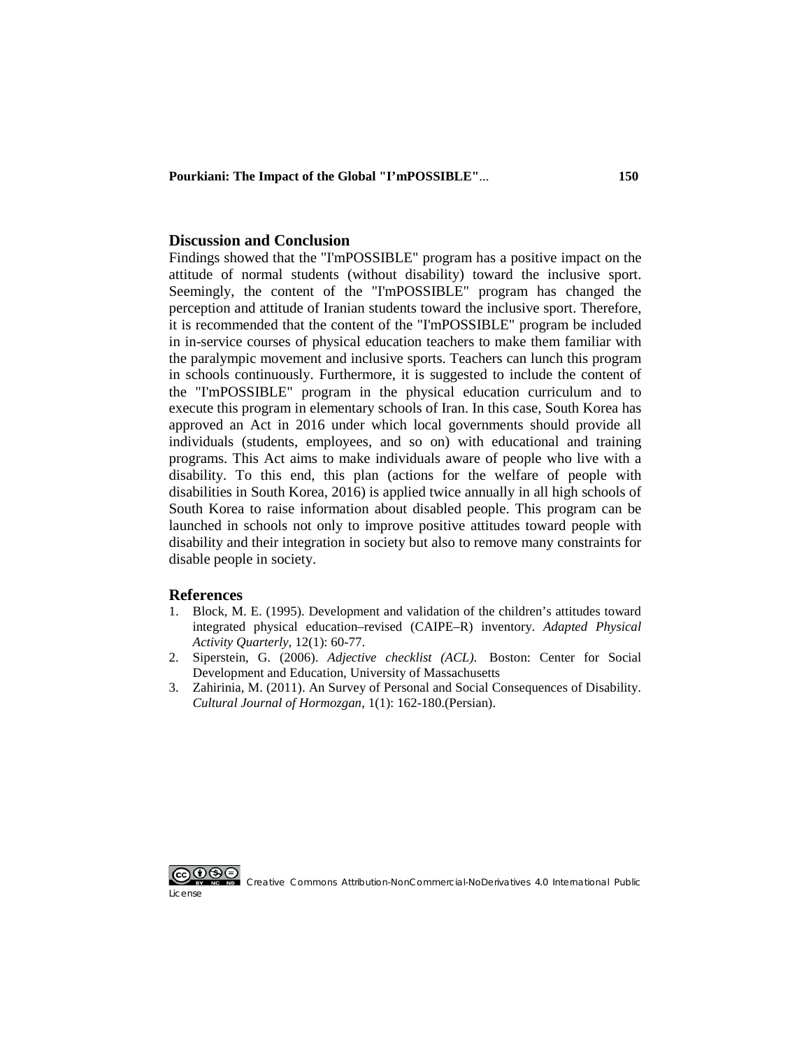## Discussion and Conclusion

Findings showed that the "I'mPOSSIBLE" program has a positive impact on the attitude of normal students (without disability) toward the inclusive sport. Seemingly, the content of the "I'mPOSSIBLE" program has changed the perception and attitude of Iranian students toward the inclusive sport. Therefore, it is recommended that the content of the "I'mPOSSIBLE" program be included in in-service courses of physical education teachers to make them familiar with the paralympic movement and inclusive sports. Teachers can lunch this program in schools continuously. Furthermore, it is suggested to include the content of the "I'mPOSSIBLE" program in the physical education curriculum and to execute this program in elementary schools of Iran. In this case, South Korea has approved an Act in 2016 under which local governments should provide all individuals (students, employees, and so on) with educational and training programs. This Act aims to make individuals aware of people who live with a disability. To this end, this plan (actions for the welfare of people with disabilities in South Korea, 2016) is applied twice annually in all high schools of South Korea to raise information about disabled people. This program can be launched in schools not only to improve positive attitudes toward people with disability and their integration in society but also to remove many constraints for disable people in society.

## References

1. Block, M. E. (1995). Development and validation of the children's attitudes toward integrated physical education–revised (CAIPE–R) inventory. *Adapted Physical Activity Quarterly*, 12(1): 60-77.
2. Siperstein, G. (2006). *Adjective checklist (ACL)*. Boston: Center for Social Development and Education, University of Massachusetts
3. Zahirinia, M. (2011). An Survey of Personal and Social Consequences of Disability. *Cultural Journal of Hormozgan*, 1(1): 162-180.(Persian).

Creative Commons Attribution-NonCommercial-NoDerivatives 4.0 International Public License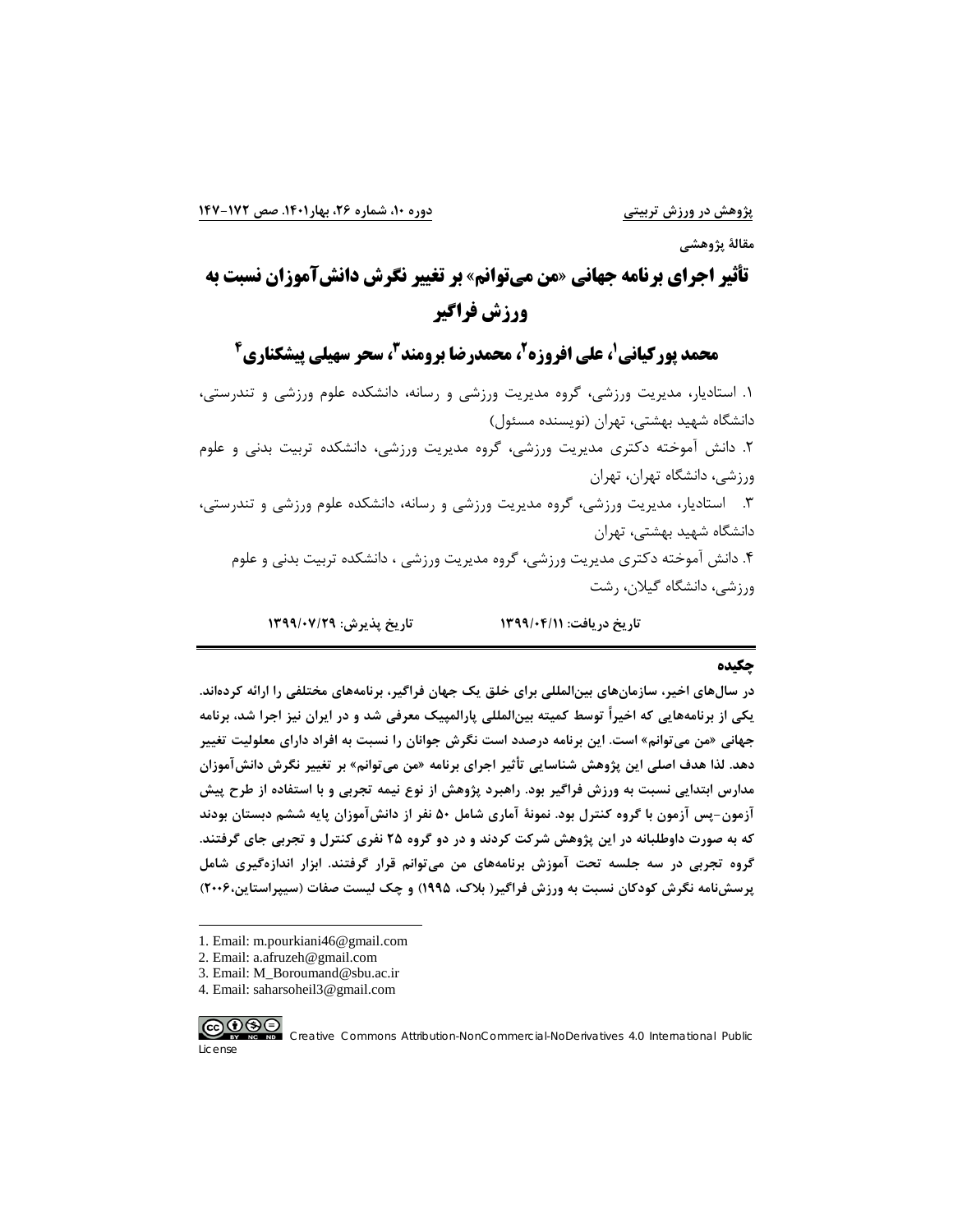مقالۀ پژوهشی

# تأثیر اجرای برنامه جهانی «من می‌توانم» بر تغییر نگرش دانش‌آموزان نسبت به ورزش فراگیر

## محمد پورکیانی[1]، علی افروزه[2]، محمدرضا برومند[3]، سحر سهیلی پیشکناری[4]

۱. استادیار، مدیریت ورزشی، گروه مدیریت ورزشی و رسانه، دانشکده علوم ورزشی و تندرستی، دانشگاه شهید بهشتی، تهران (نویسنده مسئول)

۲. دانش آموخته دکتری مدیریت ورزشی، گروه مدیریت ورزشی، دانشکده تربیت بدنی و علوم ورزشی، دانشگاه تهران، تهران

۳. استادیار، مدیریت ورزشی، گروه مدیریت ورزشی و رسانه، دانشکده علوم ورزشی و تندرستی، دانشگاه شهید بهشتی، تهران

۴. دانش آموخته دکتری مدیریت ورزشی، گروه مدیریت ورزشی ، دانشکده تربیت بدنی و علوم ورزشی، دانشگاه گیلان، رشت

**تاریخ دریافت: ۱۳۹۹/۰۴/۱۱ تاریخ پذیرش: ۱۳۹۹/۰۷/۲۹**

### چکیده

**در سال‌های اخیر، سازمان‌های بین‌المللی برای خلق یک جهان فراگیر، برنامه‌های مختلفی را ارائه کرده‌اند. یکی از برنامه‌هایی که اخیراً توسط کمیته بین‌المللی پارالمپیک معرفی شد و در ایران نیز اجرا شد، برنامه جهانی «من می‌توانم» است. این برنامه درصدد است نگرش جوانان را نسبت به افراد دارای معلولیت تغییر دهد. لذا هدف اصلی این پژوهش شناسایی تأثیر اجرای برنامه «من می‌توانم» بر تغییر نگرش دانش‌آموزان مدارس ابتدایی نسبت به ورزش فراگیر بود. راهبرد پژوهش از نوع نیمه تجربی و با استفاده از طرح پیش آزمون-پس آزمون با گروه کنترل بود. نمونۀ آماری شامل ۵۰ نفر از دانش‌آموزان پایه ششم دبستان بودند که به صورت داوطلبانه در این پژوهش شرکت کردند و در دو گروه ۲۵ نفری کنترل و تجربی جای گرفتند. گروه تجربی در سه جلسه تحت آموزش برنامه‌های من می‌توانم قرار گرفتند. ابزار اندازه‌گیری شامل پرسش‌نامه نگرش کودکان نسبت به ورزش فراگیر( بلاک، ۱۹۹۵) و چک لیست صفات (سیپراستاین،۲۰۰۶)**

---

1. Email: m.pourkiani46@gmail.com
2. Email: a.afruzeh@gmail.com
3. Email: M_Boroumand@sbu.ac.ir
4. Email: saharsoheil3@gmail.com

Creative Commons Attribution-NonCommercial-NoDerivatives 4.0 International Public License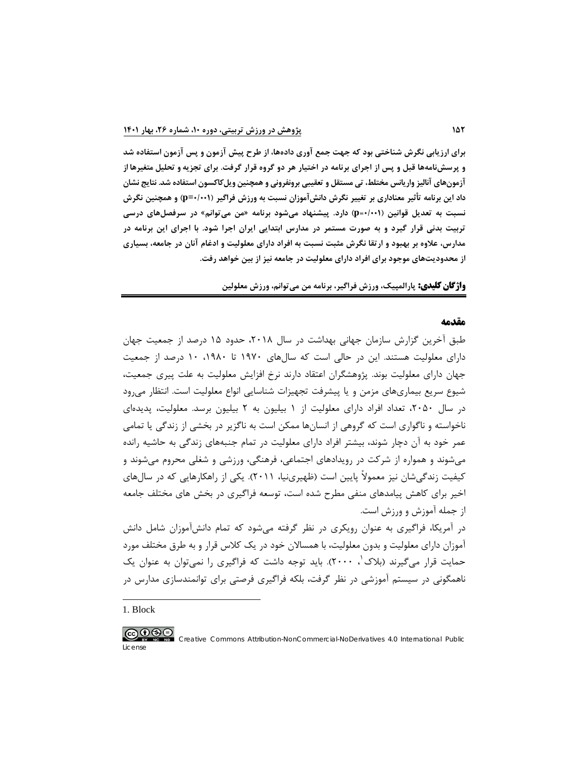**برای ارزیابی نگرش شناختی بود که جهت جمع آوری داده‌ها، از طرح پیش آزمون و پس آزمون استفاده شد و پرسش‌نامه‌ها قبل و پس از اجرای برنامه در اختیار هر دو گروه قرار گرفت. برای تجزیه و تحلیل متغیرها از آزمون‌های آنالیز واریانس مختلط، تی مستقل و تعقیبی برونفرونی و همچنین ویل‌کاکسون استفاده شد. نتایج نشان داد این برنامه تأثیر معناداری بر تغییر نگرش دانش‌آموزان نسبت به ورزش فراگیر (p=۰/۰۰۱) و همچنین نگرش نسبت به تعدیل قوانین (p=۰/۰۰۱) دارد. پیشنهاد می‌شود برنامه «من می‌توانم» در سرفصل‌های درسی تربیت بدنی قرار گیرد و به صورت مستمر در مدارس ابتدایی ایران اجرا شود. با اجرای این برنامه در مدارس، علاوه بر بهبود و ارتقا نگرش مثبت نسبت به افراد دارای معلولیت و ادغام آنان در جامعه، بسیاری از محدودیت‌های موجود برای افراد دارای معلولیت در جامعه نیز از بین خواهد رفت.**

**واژگان کلیدی:** **پارالمپیک، ورزش فراگیر، برنامه من می‌توانم، ورزش معلولین**

## مقدمه

طبق آخرین گزارش سازمان جهانی بهداشت در سال ۲۰۱۸، حدود ۱۵ درصد از جمعیت جهان دارای معلولیت هستند. این در حالی است که سال‌های ۱۹۷۰ تا ۱۹۸۰، ۱۰ درصد از جمعیت جهان دارای معلولیت بودند. پژوهشگران اعتقاد دارند نرخ افزایش معلولیت به علت پیری جمعیت، شیوع سریع بیماری‌های مزمن و یا پیشرفت تجهیزات شناسایی انواع معلولیت است. انتظار می‌رود در سال ۲۰۵۰، تعداد افراد دارای معلولیت از ۱ بیلیون به ۲ بیلیون برسد. معلولیت، پدیده‌ای ناخواسته و ناگواری است که گروهی از انسان‌ها ممکن است به ناگزیر در بخشی از زندگی یا تمامی عمر خود به آن دچار شوند، بیشتر افراد دارای معلولیت در تمام جنبه‌های زندگی به حاشیه رانده می‌شوند و همواره از شرکت در رویدادهای اجتماعی، فرهنگی، ورزشی و شغلی محروم می‌شوند و کیفیت زندگی‌شان نیز معمولاً پایین است (ظهیری‌نیا، ۲۰۱۱). یکی از راهکارهایی که در سال‌های اخیر برای کاهش پیامدهای منفی مطرح شده است، توسعه فراگیری در بخش های مختلف جامعه از جمله آموزش و ورزش است.

در آمریکا، فراگیری به عنوان رویکری در نظر گرفته می‌شود که تمام دانش‌آموزان شامل دانش آموزان دارای معلولیت و بدون معلولیت، با همسالان خود در یک کلاس قرار و به طرق مختلف مورد حمایت قرار می‌گیرند (بلاک[1]، ۲۰۰۰). باید توجه داشت که فراگیری را نمی‌توان به عنوان یک ناهمگونی در سیستم آموزشی در نظر گرفت، بلکه فراگیری فرصتی برای توانمندسازی مدارس در

---

1. Block

Creative Commons Attribution-NonCommercial-NoDerivatives 4.0 International Public License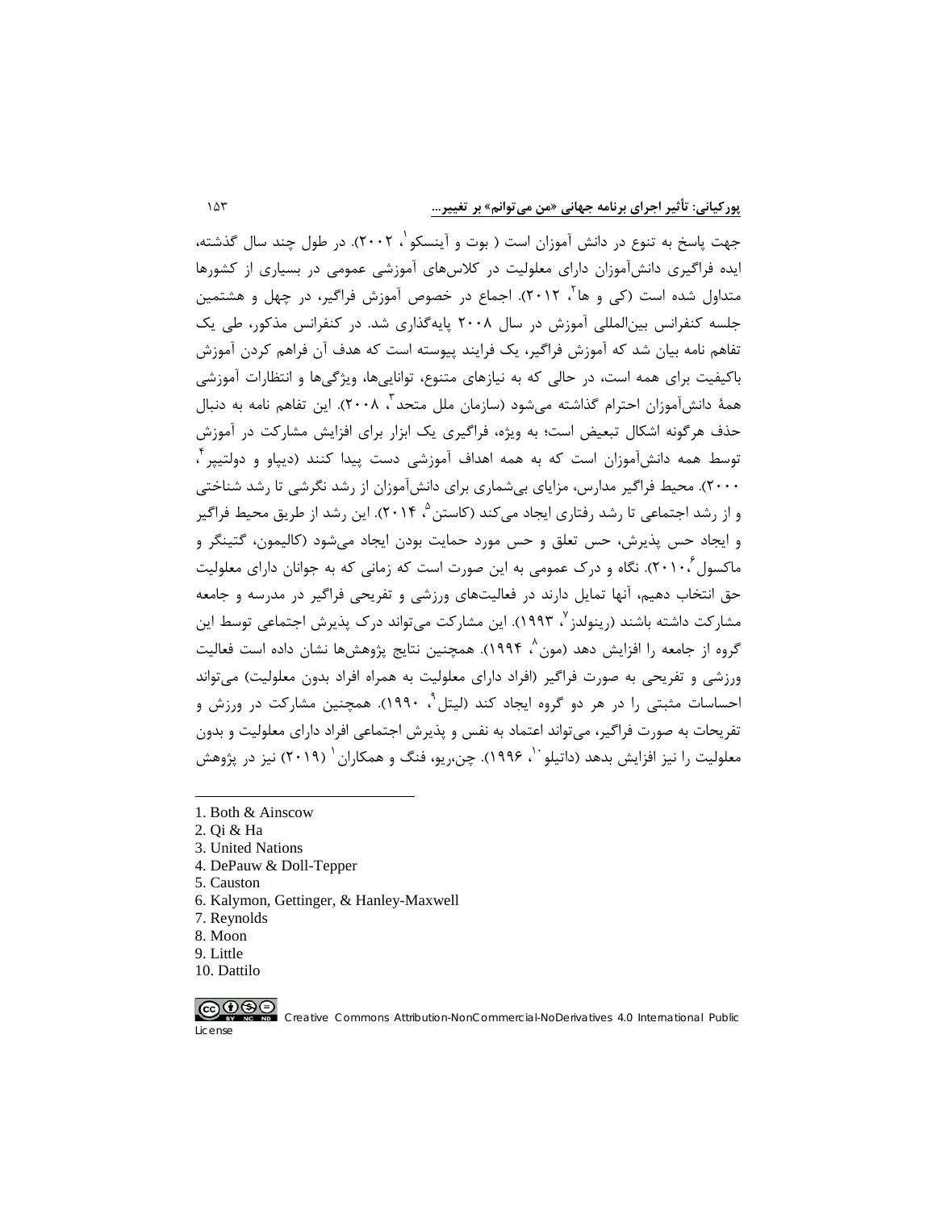جهت پاسخ به تنوع در دانش آموزان است ( بوت و آینسکو[1]، ۲۰۰۲). در طول چند سال گذشته، ایده فراگیری دانش‌آموزان دارای معلولیت در کلاس‌های آموزشی عمومی در بسیاری از کشورها متداول شده است (کی و ها[2]، ۲۰۱۲). اجماع در خصوص آموزش فراگیر، در چهل و هشتمین جلسه کنفرانس بین‌المللی آموزش در سال ۲۰۰۸ پایه‌گذاری شد. در کنفرانس مذکور، طی یک تفاهم نامه بیان شد که آموزش فراگیر، یک فرایند پیوسته است که هدف آن فراهم کردن آموزش باکیفیت برای همه است، در حالی که به نیازهای متنوع، توانایی‌ها، ویژگی‌ها و انتظارات آموزشی همهٔ دانش‌آموزان احترام گذاشته می‌شود (سازمان ملل متحد[3]، ۲۰۰۸). این تفاهم نامه به دنبال حذف هرگونه اشکال تبعیض است؛ به ویژه، فراگیری یک ابزار برای افزایش مشارکت در آموزش توسط همه دانش‌آموزان است که به همه اهداف آموزشی دست پیدا کنند (دیپاو و دولتیپر[4]، ۲۰۰۰). محیط فراگیر مدارس، مزایای بی‌شماری برای دانش‌آموزان از رشد نگرشی تا رشد شناختی و از رشد اجتماعی تا رشد رفتاری ایجاد می‌کند (کاستن[5]، ۲۰۱۴). این رشد از طریق محیط فراگیر و ایجاد حس پذیرش، حس تعلق و حس مورد حمایت بودن ایجاد می‌شود (کالیمون، گتینگر و ماکسول[6]، ۲۰۱۰). نگاه و درک عمومی به این صورت است که زمانی که به جوانان دارای معلولیت حق انتخاب دهیم، آنها تمایل دارند در فعالیت‌های ورزشی و تفریحی فراگیر در مدرسه و جامعه مشارکت داشته باشند (رینولدز[7]، ۱۹۹۳). این مشارکت می‌تواند درک پذیرش اجتماعی توسط این گروه از جامعه را افزایش دهد (مون[8]، ۱۹۹۴). همچنین نتایج پژوهش‌ها نشان داده است فعالیت ورزشی و تفریحی به صورت فراگیر (افراد دارای معلولیت به همراه افراد بدون معلولیت) می‌تواند احساسات مثبتی را در هر دو گروه ایجاد کند (لیتل[9]، ۱۹۹۰). همچنین مشارکت در ورزش و تفریحات به صورت فراگیر، می‌تواند اعتماد به نفس و پذیرش اجتماعی افراد دارای معلولیت و بدون معلولیت را نیز افزایش بدهد (داتیلو[10]، ۱۹۹۶). چن،ریو، فنگ و همکاران[1] (۲۰۱۹) نیز در پژوهش

---

1. Both & Ainscow
2. Qi & Ha
3. United Nations
4. DePauw & Doll-Tepper
5. Causton
6. Kalymon, Gettinger, & Hanley-Maxwell
7. Reynolds
8. Moon
9. Little
10. Dattilo

Creative Commons Attribution-NonCommercial-NoDerivatives 4.0 International Public License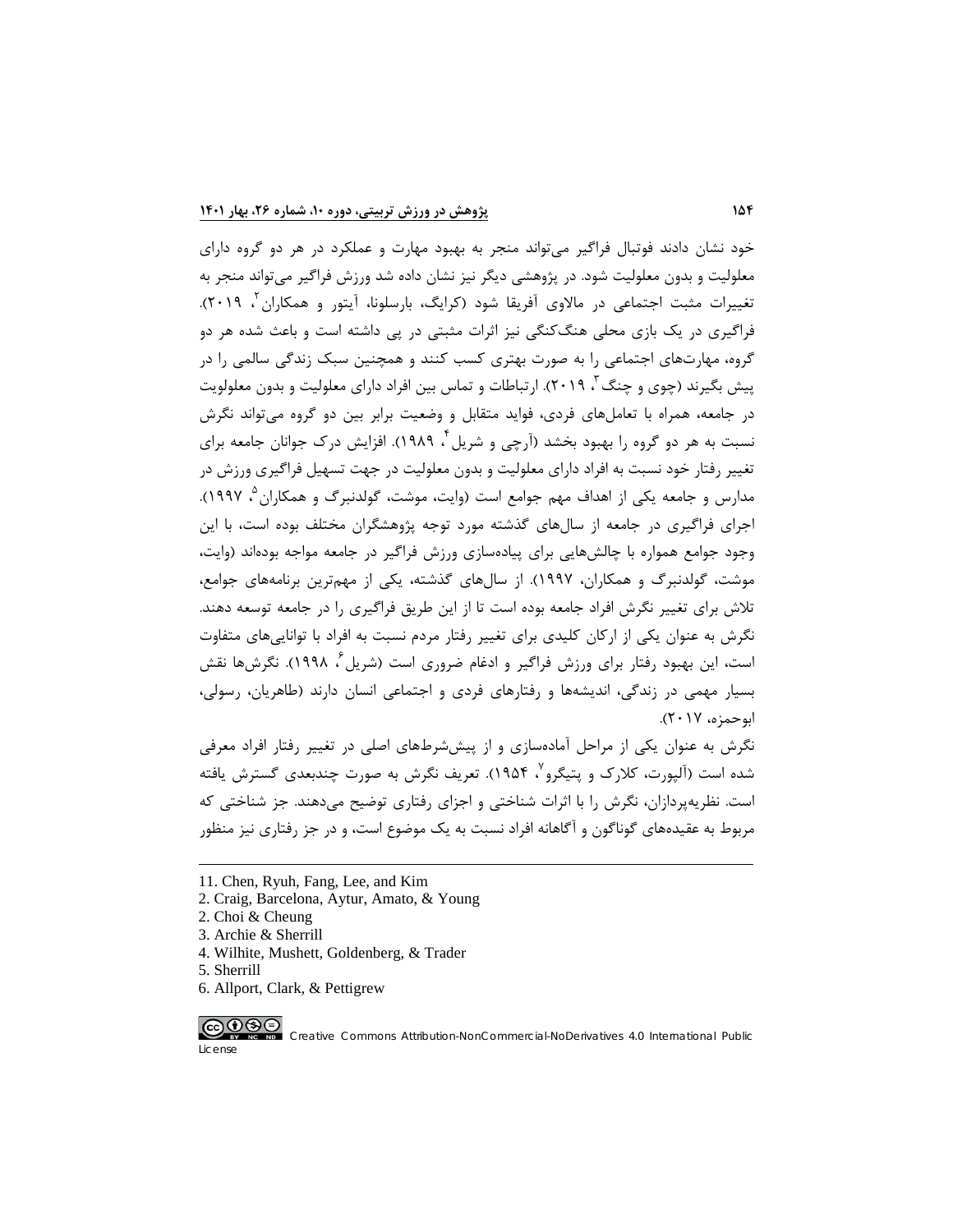خود نشان دادند فوتبال فراگیر می‌تواند منجر به بهبود مهارت و عملکرد در هر دو گروه دارای معلولیت و بدون معلولیت شود. در پژوهشی دیگر نیز نشان داده شد ورزش فراگیر می‌تواند منجر به تغییرات مثبت اجتماعی در مالاوی آفریقا شود (کرایگ، بارسلونا، آیتور و همکاران[2]، ۲۰۱۹). فراگیری در یک بازی محلی هنگ‌کنگی نیز اثرات مثبتی در پی داشته است و باعث شده هر دو گروه، مهارت‌های اجتماعی را به صورت بهتری کسب کنند و همچنین سبک زندگی سالمی را در پیش بگیرند (چوی و چنگ[3]، ۲۰۱۹). ارتباطات و تماس بین افراد دارای معلولیت و بدون معلولویت در جامعه، همراه با تعامل‌های فردی، فواید متقابل و وضعیت برابر بین دو گروه می‌تواند نگرش نسبت به هر دو گروه را بهبود بخشد (آرچی و شریل[4]، ۱۹۸۹). افزایش درک جوانان جامعه برای تغییر رفتار خود نسبت به افراد دارای معلولیت و بدون معلولیت در جهت تسهیل فراگیری ورزش در مدارس و جامعه یکی از اهداف مهم جوامع است (وایت، موشت، گولدنبرگ و همکاران[5]، ۱۹۹۷). اجرای فراگیری در جامعه از سال‌های گذشته مورد توجه پژوهشگران مختلف بوده است، با این وجود جوامع همواره با چالش‌هایی برای پیاده‌سازی ورزش فراگیر در جامعه مواجه بوده‌اند (وایت، موشت، گولدنبرگ و همکاران، ۱۹۹۷). از سال‌های گذشته، یکی از مهم‌ترین برنامه‌های جوامع، تلاش برای تغییر نگرش افراد جامعه بوده است تا از این طریق فراگیری را در جامعه توسعه دهند. نگرش به عنوان یکی از ارکان کلیدی برای تغییر رفتار مردم نسبت به افراد با توانایی‌های متفاوت است، این بهبود رفتار برای ورزش فراگیر و ادغام ضروری است (شریل[6]، ۱۹۹۸). نگرش‌ها نقش بسیار مهمی در زندگی، اندیشه‌ها و رفتارهای فردی و اجتماعی انسان دارند (طاهریان، رسولی، ابوحمزه، ۲۰۱۷).

نگرش به عنوان یکی از مراحل آماده‌سازی و از پیش‌شرط‌های اصلی در تغییر رفتار افراد معرفی شده است (آلپورت، کلارک و پتیگرو[7]، ۱۹۵۴). تعریف نگرش به صورت چندبعدی گسترش یافته است. نظریه‌پردازان، نگرش را با اثرات شناختی و اجزای رفتاری توضیح می‌دهند. جز شناختی که مربوط به عقیده‌های گوناگون و آگاهانه افراد نسبت به یک موضوع است، و در جز رفتاری نیز منظور

---

11. Chen, Ryuh, Fang, Lee, and Kim
2. Craig, Barcelona, Aytur, Amato, & Young
2. Choi & Cheung
3. Archie & Sherrill
4. Wilhite, Mushett, Goldenberg, & Trader
5. Sherrill
6. Allport, Clark, & Pettigrew

Creative Commons Attribution-NonCommercial-NoDerivatives 4.0 International Public License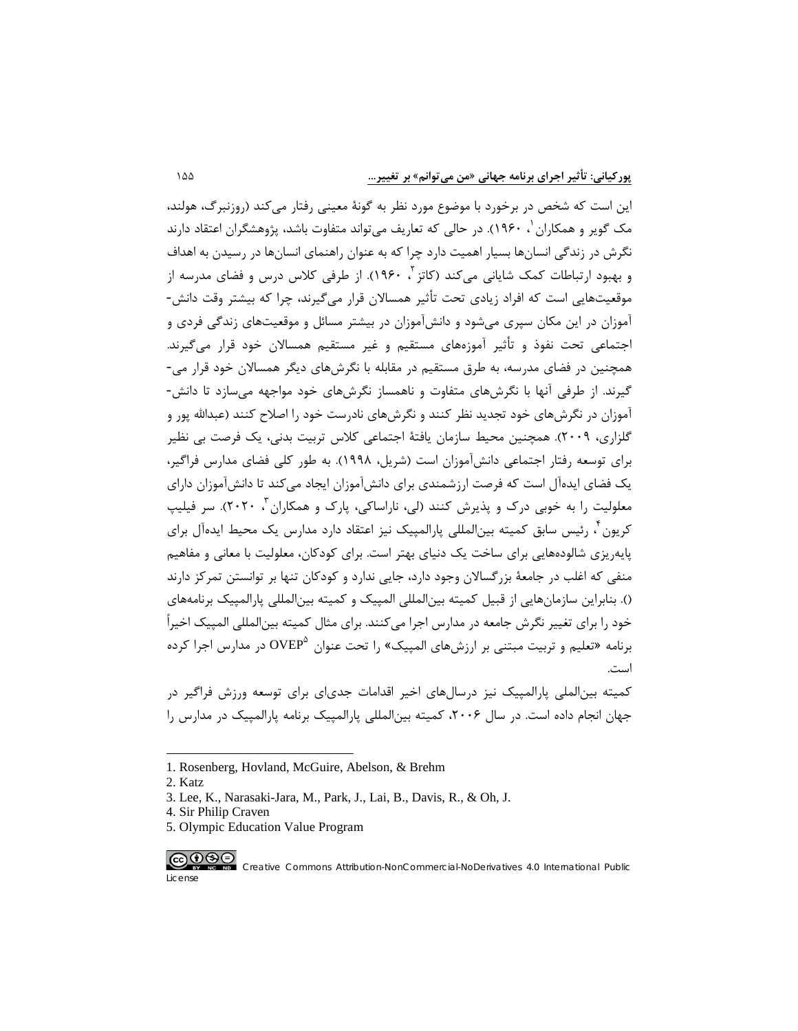این است که شخص در برخورد با موضوع مورد نظر به گونهٔ معینی رفتار می‌کند (روزنبرگ، هولند، مک گویر و همکاران[1]، ۱۹۶۰). در حالی که تعاریف می‌تواند متفاوت باشد، پژوهشگران اعتقاد دارند نگرش در زندگی انسان‌ها بسیار اهمیت دارد چرا که به عنوان راهنمای انسان‌ها در رسیدن به اهداف و بهبود ارتباطات کمک شایانی می‌کند (کاتز[2]، ۱۹۶۰). از طرفی کلاس درس و فضای مدرسه از موقعیت‌هایی است که افراد زیادی تحت تأثیر همسالان قرار می‌گیرند، چرا که بیشتر وقت دانش-آموزان در این مکان سپری می‌شود و دانش‌آموزان در بیشتر مسائل و موقعیت‌های زندگی فردی و اجتماعی تحت نفوذ و تأثیر آموزه‌های مستقیم و غیر مستقیم همسالان خود قرار می‌گیرند. همچنین در فضای مدرسه، به طرق مستقیم در مقابله با نگرش‌های دیگر همسالان خود قرار می-گیرند. از طرفی آنها با نگرش‌های متفاوت و ناهمساز نگرش‌های خود مواجهه می‌سازد تا دانش-آموزان در نگرش‌های خود تجدید نظر کنند و نگرش‌های نادرست خود را اصلاح کنند (عبدالله پور و گلزاری، ۲۰۰۹). همچنین محیط سازمان یافتهٔ اجتماعی کلاس تربیت بدنی، یک فرصت بی نظیر برای توسعه رفتار اجتماعی دانش‌آموزان است (شریل، ۱۹۹۸). به طور کلی فضای مدارس فراگیر، یک فضای ایده‌آل است که فرصت ارزشمندی برای دانش‌آموزان ایجاد می‌کند تا دانش‌آموزان دارای معلولیت را به خوبی درک و پذیرش کنند (لی، ناراساکی، پارک و همکاران[3]، ۲۰۲۰). سر فیلیپ کریون[4]، رئیس سابق کمیته بین‌المللی پارالمپیک نیز اعتقاد دارد مدارس یک محیط ایده‌آل برای پایه‌ریزی شالوده‌هایی برای ساخت یک دنیای بهتر است. برای کودکان، معلولیت با معانی و مفاهیم منفی که اغلب در جامعهٔ بزرگسالان وجود دارد، جایی ندارد و کودکان تنها بر توانستن تمرکز دارند (). بنابراین سازمان‌هایی از قبیل کمیته بین‌المللی المپیک و کمیته بین‌المللی پارالمپیک برنامه‌های خود را برای تغییر نگرش جامعه در مدارس اجرا می‌کنند. برای مثال کمیته بین‌المللی المپیک اخیراً برنامه «تعلیم و تربیت مبتنی بر ارزش‌های المپیک» را تحت عنوان OVEP[5] در مدارس اجرا کرده است.

کمیته بین‌المللی پارالمپیک نیز درسال‌های اخیر اقدامات جدی‌ای برای توسعه ورزش فراگیر در جهان انجام داده است. در سال ۲۰۰۶، کمیته بین‌المللی پارالمپیک برنامه پارالمپیک در مدارس را

---

1. Rosenberg, Hovland, McGuire, Abelson, & Brehm
2. Katz
3. Lee, K., Narasaki-Jara, M., Park, J., Lai, B., Davis, R., & Oh, J.
4. Sir Philip Craven
5. Olympic Education Value Program

Creative Commons Attribution-NonCommercial-NoDerivatives 4.0 International Public License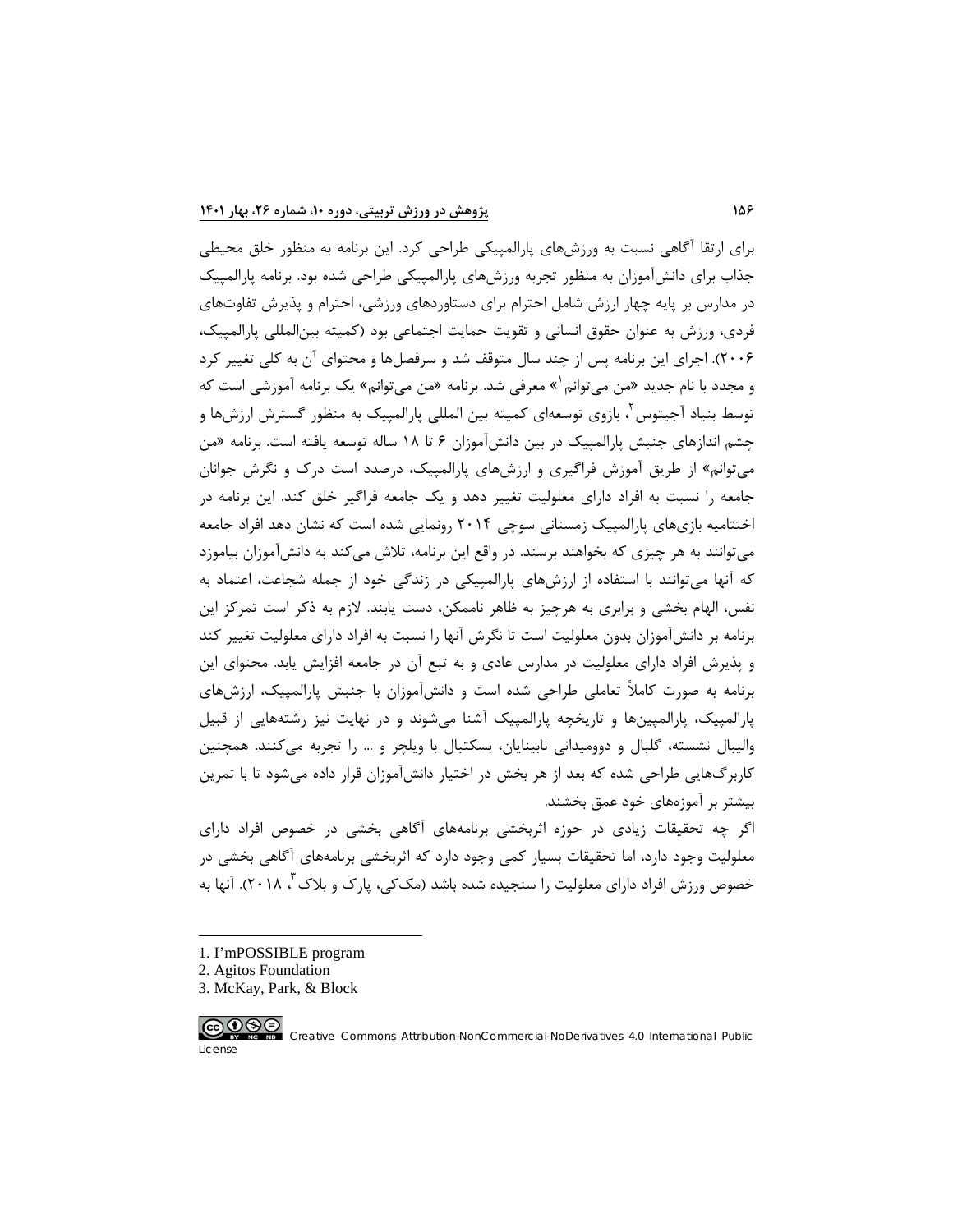برای ارتقا آگاهی نسبت به ورزش‌های پارالمپیکی طراحی کرد. این برنامه به منظور خلق محیطی جذاب برای دانش‌آموزان به منظور تجربه ورزش‌های پارالمپیکی طراحی شده بود. برنامه پارالمپیک در مدارس بر پایه چهار ارزش شامل احترام برای دستاوردهای ورزشی، احترام و پذیرش تفاوت‌های فردی، ورزش به عنوان حقوق انسانی و تقویت حمایت اجتماعی بود (کمیته بین‌المللی پارالمپیک، ۲۰۰۶). اجرای این برنامه پس از چند سال متوقف شد و سرفصل‌ها و محتوای آن به کلی تغییر کرد و مجدد با نام جدید «من می‌توانم[1]» معرفی شد. برنامه «من می‌توانم» یک برنامه آموزشی است که توسط بنیاد آجیتوس[2]، بازوی توسعه‌ای کمیته بین المللی پارالمپیک به منظور گسترش ارزش‌ها و چشم اندازهای جنبش پارالمپیک در بین دانش‌آموزان ۶ تا ۱۸ ساله توسعه یافته است. برنامه «من می‌توانم» از طریق آموزش فراگیری و ارزش‌های پارالمپیک، درصدد است درک و نگرش جوانان جامعه را نسبت به افراد دارای معلولیت تغییر دهد و یک جامعه فراگیر خلق کند. این برنامه در اختتامیه بازی‌های پارالمپیک زمستانی سوچی ۲۰۱۴ رونمایی شده است که نشان دهد افراد جامعه می‌توانند به هر چیزی که بخواهند برسند. در واقع این برنامه، تلاش می‌کند به دانش‌آموزان بیاموزد که آنها می‌توانند با استفاده از ارزش‌های پارالمپیکی در زندگی خود از جمله شجاعت، اعتماد به نفس، الهام بخشی و برابری به هرچیز به ظاهر ناممکن، دست یابند. لازم به ذکر است تمرکز این برنامه بر دانش‌آموزان بدون معلولیت است تا نگرش آنها را نسبت به افراد دارای معلولیت تغییر کند و پذیرش افراد دارای معلولیت در مدارس عادی و به تبع آن در جامعه افزایش یابد. محتوای این برنامه به صورت کاملاً تعاملی طراحی شده است و دانش‌آموزان با جنبش پارالمپیک، ارزش‌های پارالمپیک، پارالمپین‌ها و تاریخچه پارالمپیک آشنا می‌شوند و در نهایت نیز رشته‌هایی از قبیل والیبال نشسته، گلبال و دوومیدانی نابینایان، بسکتبال با ویلچر و ... را تجربه می‌کنند. همچنین کاربرگ‌هایی طراحی شده که بعد از هر بخش در اختیار دانش‌آموزان قرار داده می‌شود تا با تمرین بیشتر بر آموزه‌های خود عمق بخشند.

اگر چه تحقیقات زیادی در حوزه اثربخشی برنامه‌های آگاهی بخشی در خصوص افراد دارای معلولیت وجود دارد، اما تحقیقات بسیار کمی وجود دارد که اثربخشی برنامه‌های آگاهی بخشی در خصوص ورزش افراد دارای معلولیت را سنجیده شده باشد (مک‌کی، پارک و بلاک[3]، ۲۰۱۸). آنها به

---

1. I'mPOSSIBLE program
2. Agitos Foundation
3. McKay, Park, & Block

Creative Commons Attribution-NonCommercial-NoDerivatives 4.0 International Public License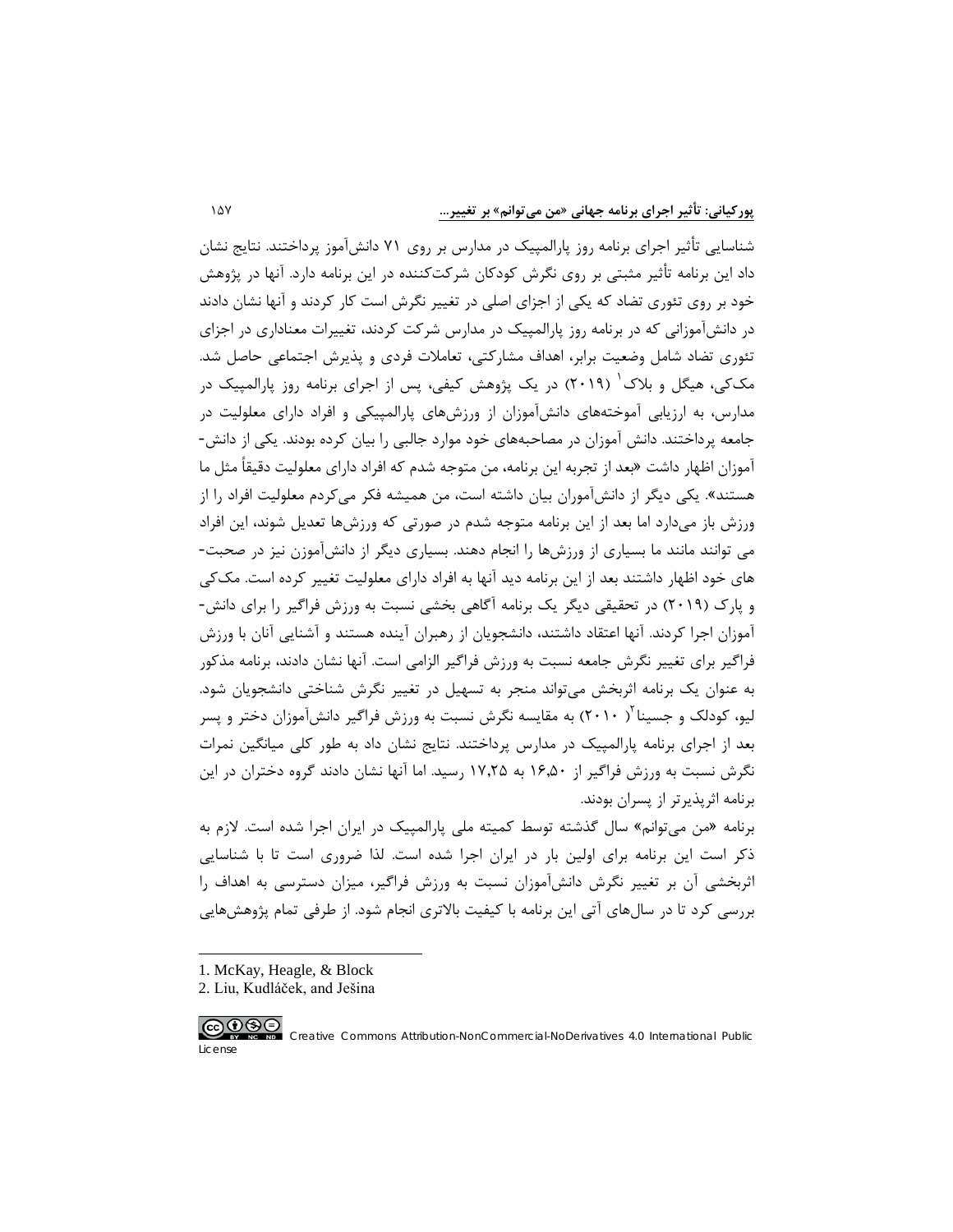شناسایی تأثیر اجرای برنامه روز پارالمپیک در مدارس بر روی ۷۱ دانش‌آموز پرداختند. نتایج نشان داد این برنامه تأثیر مثبتی بر روی نگرش کودکان شرکت‌کننده در این برنامه دارد. آنها در پژوهش خود بر روی تئوری تضاد که یکی از اجزای اصلی در تغییر نگرش است کار کردند و آنها نشان دادند در دانش‌آموزانی که در برنامه روز پارالمپیک در مدارس شرکت کردند، تغییرات معناداری در اجزای تئوری تضاد شامل وضعیت برابر، اهداف مشارکتی، تعاملات فردی و پذیرش اجتماعی حاصل شد. مک‌کی، هیگل و بلاک[1] (۲۰۱۹) در یک پژوهش کیفی، پس از اجرای برنامه روز پارالمپیک در مدارس، به ارزیابی آموخته‌های دانش‌آموزان از ورزش‌های پارالمپیکی و افراد دارای معلولیت در جامعه پرداختند. دانش آموزان در مصاحبه‌های خود موارد جالبی را بیان کرده بودند. یکی از دانش-آموزان اظهار داشت «بعد از تجربه این برنامه، من متوجه شدم که افراد دارای معلولیت دقیقاً مثل ما هستند». یکی دیگر از دانش‌آموران بیان داشته است، من همیشه فکر می‌کردم معلولیت افراد را از ورزش باز می‌دارد اما بعد از این برنامه متوجه شدم در صورتی که ورزش‌ها تعدیل شوند، این افراد می توانند مانند ما بسیاری از ورزش‌ها را انجام دهند. بسیاری دیگر از دانش‌آموزن نیز در صحبت-های خود اظهار داشتند بعد از این برنامه دید آنها به افراد دارای معلولیت تغییر کرده است. مک‌کی و پارک (۲۰۱۹) در تحقیقی دیگر یک برنامه آگاهی بخشی نسبت به ورزش فراگیر را برای دانش-آموزان اجرا کردند. آنها اعتقاد داشتند، دانشجویان از رهبران آینده هستند و آشنایی آنان با ورزش فراگیر برای تغییر نگرش جامعه نسبت به ورزش فراگیر الزامی است. آنها نشان دادند، برنامه مذکور به عنوان یک برنامه اثربخش می‌تواند منجر به تسهیل در تغییر نگرش شناختی دانشجویان شود. لیو، کودلک و جسینا[2]( ۲۰۱۰) به مقایسه نگرش نسبت به ورزش فراگیر دانش‌آموزان دختر و پسر بعد از اجرای برنامه پارالمپیک در مدارس پرداختند. نتایج نشان داد به طور کلی میانگین نمرات نگرش نسبت به ورزش فراگیر از ۱۶٫۵۰ به ۱۷٫۲۵ رسید. اما آنها نشان دادند گروه دختران در این برنامه اثرپذیرتر از پسران بودند.

برنامه «من می‌توانم» سال گذشته توسط کمیته ملی پارالمپیک در ایران اجرا شده است. لازم به ذکر است این برنامه برای اولین بار در ایران اجرا شده است. لذا ضروری است تا با شناسایی اثربخشی آن بر تغییر نگرش دانش‌آموزان نسبت به ورزش فراگیر، میزان دسترسی به اهداف را بررسی کرد تا در سال‌های آتی این برنامه با کیفیت بالاتری انجام شود. از طرفی تمام پژوهش‌هایی

---

1. McKay, Heagle, & Block
2. Liu, Kudláček, and Ješina

Creative Commons Attribution-NonCommercial-NoDerivatives 4.0 International Public License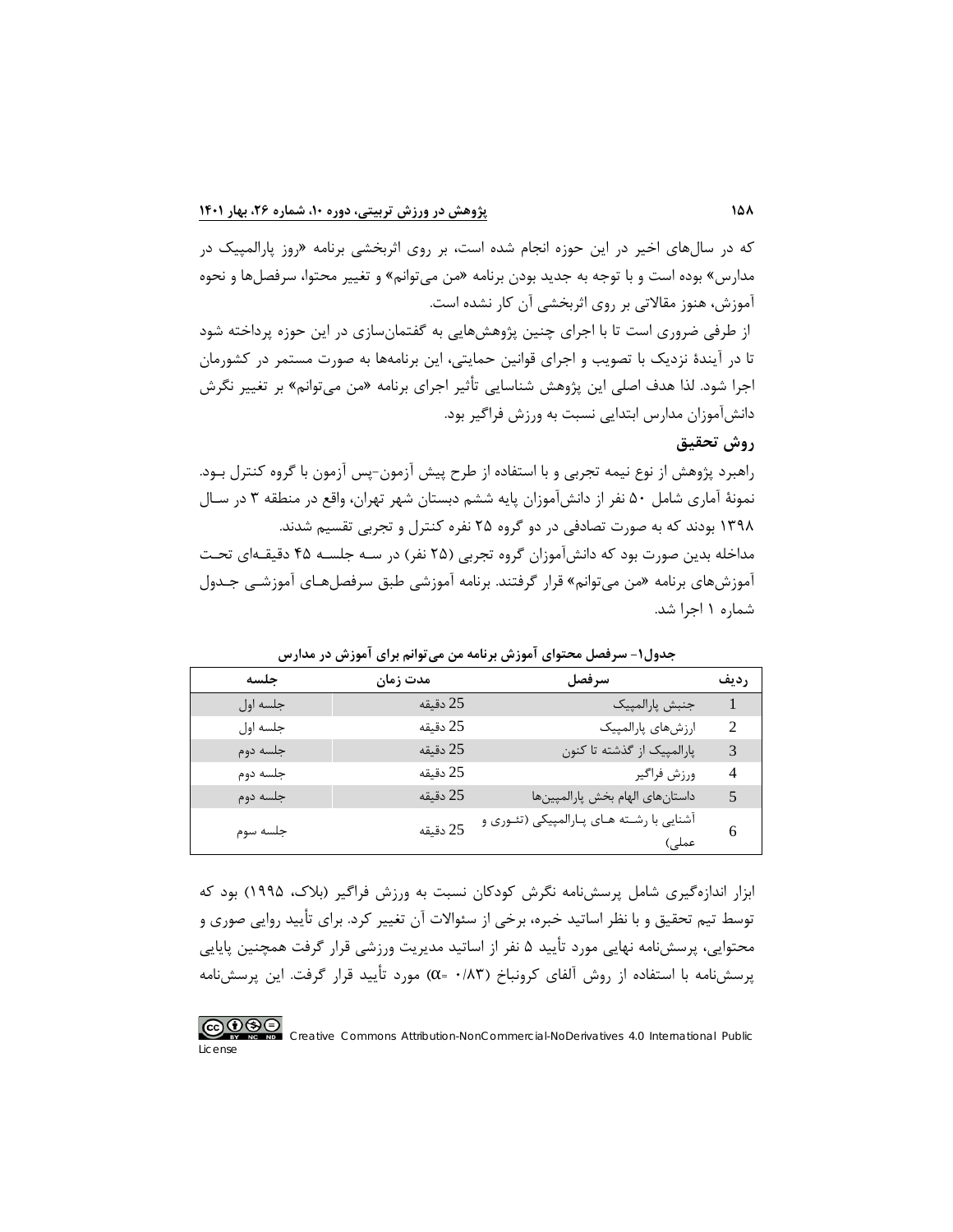که در سال‌های اخیر در این حوزه انجام شده است، بر روی اثربخشی برنامه «روز پارالمپیک در مدارس» بوده است و با توجه به جدید بودن برنامه «من می‌توانم» و تغییر محتوا، سرفصل‌ها و نحوه آموزش، هنوز مقالاتی بر روی اثربخشی آن کار نشده است.

از طرفی ضروری است تا با اجرای چنین پژوهش‌هایی به گفتمان‌سازی در این حوزه پرداخته شود تا در آیندهٔ نزدیک با تصویب و اجرای قوانین حمایتی، این برنامه‌ها به صورت مستمر در کشورمان اجرا شود. لذا هدف اصلی این پژوهش شناسایی تأثیر اجرای برنامه «من می‌توانم» بر تغییر نگرش دانش‌آموزان مدارس ابتدایی نسبت به ورزش فراگیر بود.

## روش تحقیق

راهبرد پژوهش از نوع نیمه تجربی و با استفاده از طرح پیش آزمون-پس آزمون با گروه کنترل بود. نمونهٔ آماری شامل ۵۰ نفر از دانش‌آموزان پایه ششم دبستان شهر تهران، واقع در منطقه ۳ در سال ۱۳۹۸ بودند که به صورت تصادفی در دو گروه ۲۵ نفره کنترل و تجربی تقسیم شدند.

مداخله بدین صورت بود که دانش‌آموزان گروه تجربی (۲۵ نفر) در سه جلسه ۴۵ دقیقه‌ای تحت آموزش‌های برنامه «من می‌توانم» قرار گرفتند. برنامه آموزشی طبق سرفصل‌های آموزشی جدول شماره ۱ اجرا شد.

**جدول۱- سرفصل محتوای آموزش برنامه من می‌توانم برای آموزش در مدارس**

| ردیف | سرفصل | مدت زمان | جلسه |
|---|---|---|---|
| 1 | جنبش پارالمپیک | 25 دقیقه | جلسه اول |
| 2 | ارزش‌های پارالمپیک | 25 دقیقه | جلسه اول |
| 3 | پارالمپیک از گذشته تا کنون | 25 دقیقه | جلسه دوم |
| 4 | ورزش فراگیر | 25 دقیقه | جلسه دوم |
| 5 | داستان‌های الهام بخش پارالمپین‌ها | 25 دقیقه | جلسه دوم |
| 6 | آشنایی با رشته های پارالمپیکی (تئوری و عملی) | 25 دقیقه | جلسه سوم |

ابزار اندازه‌گیری شامل پرسش‌نامه نگرش کودکان نسبت به ورزش فراگیر (بلاک، ۱۹۹۵) بود که توسط تیم تحقیق و با نظر اساتید خبره، برخی از سئوالات آن تغییر کرد. برای تأیید روایی صوری و محتوایی، پرسش‌نامه نهایی مورد تأیید ۵ نفر از اساتید مدیریت ورزشی قرار گرفت همچنین پایایی پرسش‌نامه با استفاده از روش آلفای کرونباخ (۰/۸۳ =α) مورد تأیید قرار گرفت. این پرسش‌نامه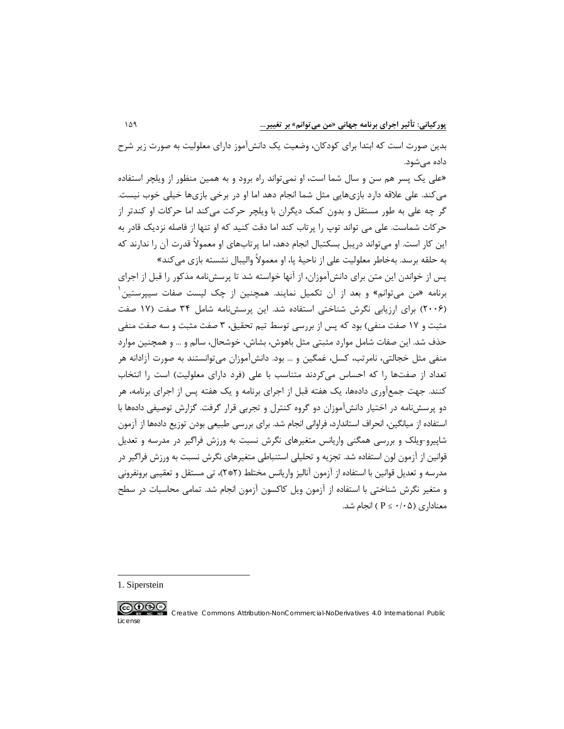بدین صورت است که ابتدا برای کودکان، وضعیت یک دانش‌آموز دارای معلولیت به صورت زیر شرح داده می‌شود.

«علی یک پسر هم سن و سال شما است، او نمی‌تواند راه برود و به همین منظور از ویلچر استفاده می‌کند. علی علاقه دارد بازی‌هایی مثل شما انجام دهد اما او در برخی بازی‌ها خیلی خوب نیست. گر چه علی به طور مستقل و بدون کمک دیگران با ویلچر حرکت می‌کند اما حرکات او کندتر از حرکات شماست. علی می تواند توپ را پرتاب کند اما دقت کنید که او تنها از فاصله نزدیک قادر به این کار است. او می‌تواند دریبل بسکتبال انجام دهد، اما پرتاب‌های او معمولاً قدرت آن را ندارند که به حلقه برسد. به‌خاطر معلولیت علی از ناحیهٔ پا، او معمولاً والیبال نشسته بازی می‌کند»

پس از خواندن این متن برای دانش‌آموزان، از آنها خواسته شد تا پرسش‌نامه مذکور را قبل از اجرای برنامه «من می‌توانم» و بعد از آن تکمیل نمایند. همچنین از چک لیست صفات سیپرستین[1] (۲۰۰۶) برای ارزیابی نگرش شناختی استفاده شد. این پرسش‌نامه شامل ۳۴ صفت (۱۷ صفت مثبت و ۱۷ صفت منفی) بود که پس از بررسی توسط تیم تحقیق، ۳ صفت مثبت و سه صفت منفی حذف شد. این صفات شامل موارد مثبتی مثل باهوش، بشاش، خوشحال، سالم و ... و همچنین موارد منفی مثل خجالتی، نامرتب، کسل، غمگین و ... بود. دانش‌آموزان می‌توانستند به صورت آزادانه هر تعداد از صفت‌ها را که احساس می‌کردند متناسب با علی (فرد دارای معلولیت) است را انتخاب کنند. جهت جمع‌آوری داده‌ها، یک هفته قبل از اجرای برنامه و یک هفته پس از اجرای برنامه، هر دو پرسش‌نامه در اختیار دانش‌آموزان دو گروه کنترل و تجربی قرار گرفت. گزارش توصیفی داده‌ها با استفاده از میانگین، انحراف استاندارد، فراوانی انجام شد. برای بررسی طبیعی بودن توزیع داده‌ها از آزمون شاپیرو-ویلک و بررسی همگنی واریانس متغیرهای نگرش نسبت به ورزش فراگیر در مدرسه و تعدیل قوانین از آزمون لون استفاده شد. تجزیه و تحلیلی استنباطی متغیرهای نگرش نسبت به ورزش فراگیر در مدرسه و تعدیل قوانین با استفاده از آزمون آنالیز واریانس مختلط (۲*۲)، تی مستقل و تعقیبی برونفرونی و متغیر نگرش شناختی با استفاده از آزمون ویل کاکسون آزمون انجام شد. تمامی محاسبات در سطح معناداری ($P \leq ۰/۰۵$) انجام شد.

---

1. Siperstein

Creative Commons Attribution-NonCommercial-NoDerivatives 4.0 International Public License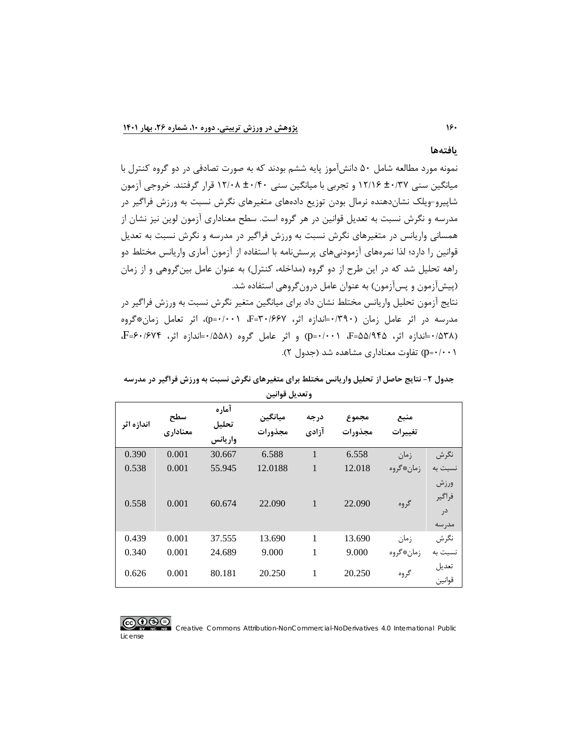## یافته‌ها

نمونه مورد مطالعه شامل ۵۰ دانش‌آموز پایه ششم بودند که به صورت تصادفی در دو گروه کنترل با میانگین سنی ۰/۳۷± ۱۲/۱۶ و تجربی با میانگین سنی ۰/۴۰± ۱۲/۰۸ قرار گرفتند. خروجی آزمون شاپیرو-ویلک نشان‌دهنده نرمال بودن توزیع داده‌های متغیرهای نگرش نسبت به ورزش فراگیر در مدرسه و نگرش نسبت به تعدیل قوانین در هر گروه است. سطح معناداری آزمون لوین نیز نشان از همسانی واریانس در متغیرهای نگرش نسبت به ورزش فراگیر در مدرسه و نگرش نسبت به تعدیل قوانین را دارد؛ لذا نمره‌های آزمودنی‌های پرسش‌نامه با استفاده از آزمون آماری واریانس مختلط دو راهه تحلیل شد که در این طرح از دو گروه (مداخله، کنترل) به عنوان عامل بین‌گروهی و از زمان (پیش‌آزمون و پس‌آزمون) به عنوان عامل درون‌گروهی استفاده شد.

نتایج آزمون تحلیل واریانس مختلط نشان داد برای میانگین متغیر نگرش نسبت به ورزش فراگیر در مدرسه در اثر عامل زمان (۰/۳۹۰=اندازه اثر، F=۳۰/۶۶۷، p=۰/۰۰۱)، اثر تعامل زمان*گروه (۰/۵۳۸=اندازه اثر، F=۵۵/۹۴۵، p=۰/۰۰۱) و اثر عامل گروه (۰/۵۵۸=اندازه اثر، F=۶۰/۶۷۴، p=۰/۰۰۱) تفاوت معناداری مشاهده شد (جدول ۲).

**جدول ۲- نتایج حاصل از تحلیل واریانس مختلط برای متغیرهای نگرش نسبت به ورزش فراگیر در مدرسه وتعدیل قوانین**

| | منبع تغییرات | مجموع مجذورات | درجه آزادی | میانگین مجذورات | آماره تحلیل واریانس | سطح معناداری | اندازه اثر |
|---|---|---|---|---|---|---|---|
| نگرش نسبت به ورزش فراگیر در مدرسه | زمان | 6.558 | 1 | 6.588 | 30.667 | 0.001 | 0.390 |
| | زمان*گروه | 12.018 | 1 | 12.0188 | 55.945 | 0.001 | 0.538 |
| | گروه | 22.090 | 1 | 22.090 | 60.674 | 0.001 | 0.558 |
| نگرش نسبت به تعدیل قوانین | زمان | 13.690 | 1 | 13.690 | 37.555 | 0.001 | 0.439 |
| | زمان*گروه | 9.000 | 1 | 9.000 | 24.689 | 0.001 | 0.340 |
| | گروه | 20.250 | 1 | 20.250 | 80.181 | 0.001 | 0.626 |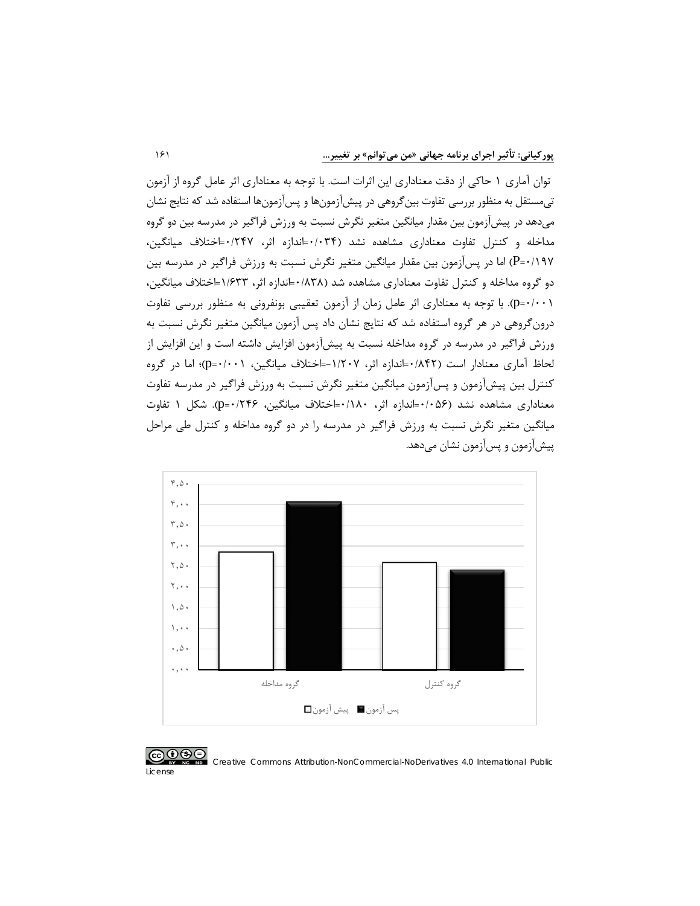توان آماری ۱ حاکی از دقت معناداری این اثرات است. با توجه به معناداری اثر عامل گروه از آزمون تی‌مستقل به منظور بررسی تفاوت بین‌گروهی در پیش‌آزمون‌ها و پس‌آزمون‌ها استفاده شد که نتایج نشان می‌دهد در پیش‌آزمون بین مقدار میانگین متغیر نگرش نسبت به ورزش فراگیر در مدرسه بین دو گروه مداخله و کنترل تفاوت معناداری مشاهده نشد (۰/۰۳۴=اندازه اثر، ۰/۲۴۷=اختلاف میانگین، P=۰/۱۹۷) اما در پس‌آزمون بین مقدار میانگین متغیر نگرش نسبت به ورزش فراگیر در مدرسه بین دو گروه مداخله و کنترل تفاوت معناداری مشاهده شد (۰/۸۳۸=اندازه اثر، ۱/۶۳۳=اختلاف میانگین، p=۰/۰۰۱). با توجه به معناداری اثر عامل زمان از آزمون تعقیبی بونفرونی به منظور بررسی تفاوت درون‌گروهی در هر گروه استفاده شد که نتایج نشان داد پس آزمون میانگین متغیر نگرش نسبت به ورزش فراگیر در مدرسه در گروه مداخله نسبت به پیش‌آزمون افزایش داشته است و این افزایش از لحاظ آماری معنادار است (۰/۸۴۲=اندازه اثر، ۱/۲۰۷-=اختلاف میانگین، p=۰/۰۰۱)؛ اما در گروه کنترل بین پیش‌آزمون و پس‌آزمون میانگین متغیر نگرش نسبت به ورزش فراگیر در مدرسه تفاوت معناداری مشاهده نشد (۰/۰۵۶=اندازه اثر، ۰/۱۸۰=اختلاف میانگین، p=۰/۲۴۶). شکل ۱ تفاوت میانگین متغیر نگرش نسبت به ورزش فراگیر در مدرسه را در دو گروه مداخله و کنترل طی مراحل پیش‌آزمون و پس‌آزمون نشان می‌دهد.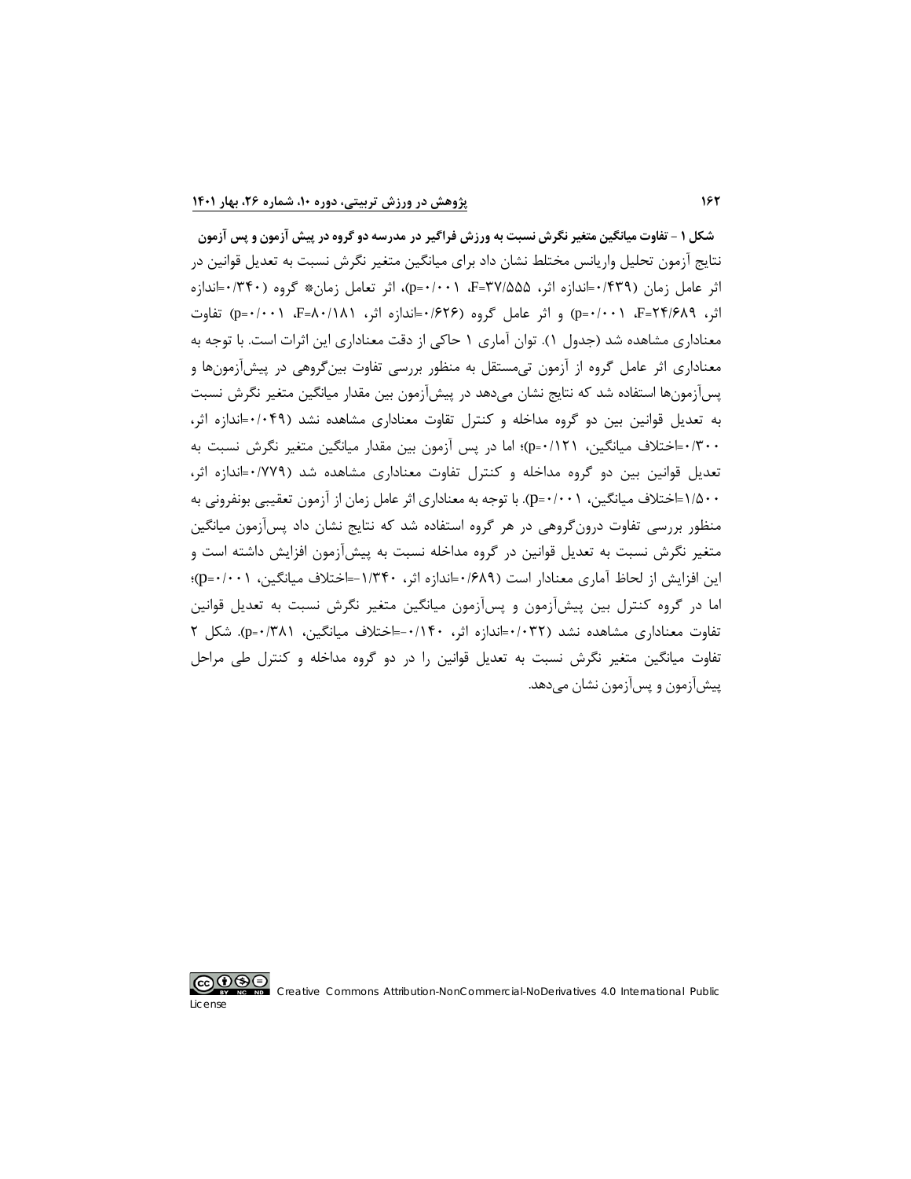**شکل ۱ - تفاوت میانگین متغیر نگرش نسبت به ورزش فراگیر در مدرسه دو گروه در پیش آزمون و پس آزمون**

نتایج آزمون تحلیل واریانس مختلط نشان داد برای میانگین متغیر نگرش نسبت به تعدیل قوانین در اثر عامل زمان (۰/۴۳۹=اندازه اثر، F=۳۷/۵۵۵، p=۰/۰۰۱)، اثر تعامل زمان* گروه (۰/۳۴۰=اندازه اثر، F=۲۴/۶۸۹، p=۰/۰۰۱) و اثر عامل گروه (۰/۶۲۶=اندازه اثر، F=۸۰/۱۸۱، p=۰/۰۰۱) تفاوت معناداری مشاهده شد (جدول ۱). توان آماری ۱ حاکی از دقت معناداری این اثرات است. با توجه به معناداری اثر عامل گروه از آزمون تی‌مستقل به منظور بررسی تفاوت بین‌گروهی در پیش‌آزمون‌ها و پس‌آزمون‌ها استفاده شد که نتایج نشان می‌دهد در پیش‌آزمون بین مقدار میانگین متغیر نگرش نسبت به تعدیل قوانین بین دو گروه مداخله و کنترل تفاوت معناداری مشاهده نشد (۰/۰۴۹=اندازه اثر، ۰/۳۰۰=اختلاف میانگین، p=۰/۱۲۱)؛ اما در پس آزمون بین مقدار میانگین متغیر نگرش نسبت به تعدیل قوانین بین دو گروه مداخله و کنترل تفاوت معناداری مشاهده شد (۰/۷۷۹=اندازه اثر، ۱/۵۰۰=اختلاف میانگین، p=۰/۰۰۱). با توجه به معناداری اثر عامل زمان از آزمون تعقیبی بونفرونی به منظور بررسی تفاوت درون‌گروهی در هر گروه استفاده شد که نتایج نشان داد پس‌آزمون میانگین متغیر نگرش نسبت به تعدیل قوانین در گروه مداخله نسبت به پیش‌آزمون افزایش داشته است و این افزایش از لحاظ آماری معنادار است (۰/۶۸۹=اندازه اثر، ۱/۳۴۰-=اختلاف میانگین، p=۰/۰۰۱)؛ اما در گروه کنترل بین پیش‌آزمون و پس‌آزمون میانگین متغیر نگرش نسبت به تعدیل قوانین تفاوت معناداری مشاهده نشد (۰/۰۳۲=اندازه اثر، ۰/۱۴۰-=اختلاف میانگین، p=۰/۳۸۱). شکل ۲ تفاوت میانگین متغیر نگرش نسبت به تعدیل قوانین را در دو گروه مداخله و کنترل طی مراحل پیش‌آزمون و پس‌آزمون نشان می‌دهد.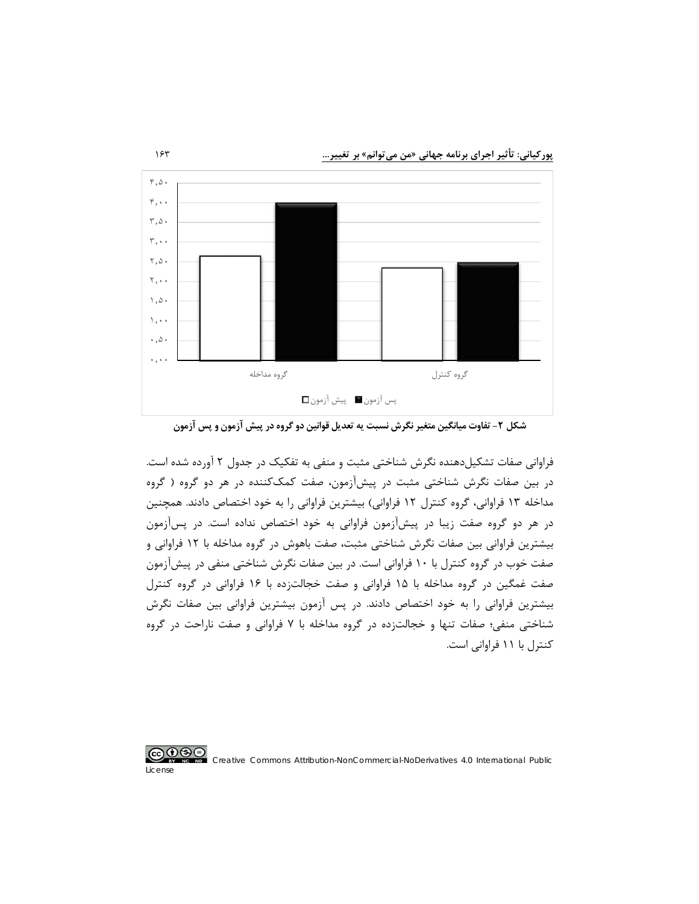شکل ۲- تفاوت میانگین متغیر نگرش نسبت به تعدیل قوانین دو گروه در پیش آزمون و پس آزمون

فراوانی صفات تشکیل‌دهنده نگرش شناختی مثبت و منفی به تفکیک در جدول ۲ آورده شده است. در بین صفات نگرش شناختی مثبت در پیش‌آزمون، صفت کمک‌کننده در هر دو گروه ( گروه مداخله ۱۳ فراوانی، گروه کنترل ۱۲ فراوانی) بیشترین فراوانی را به خود اختصاص دادند. همچنین در هر دو گروه صفت زیبا در پیش‌آزمون فراوانی به خود اختصاص نداده است. در پس‌آزمون بیشترین فراوانی بین صفات نگرش شناختی مثبت، صفت باهوش در گروه مداخله با ۱۲ فراوانی و صفت خوب در گروه کنترل با ۱۰ فراوانی است. در بین صفات نگرش شناختی منفی در پیش‌آزمون صفت غمگین در گروه مداخله با ۱۵ فراوانی و صفت خجالت‌زده با ۱۶ فراوانی در گروه کنترل بیشترین فراوانی را به خود اختصاص دادند. در پس آزمون بیشترین فراوانی بین صفات نگرش شناختی منفی؛ صفات تنها و خجالت‌زده در گروه مداخله با ۷ فراوانی و صفت ناراحت در گروه کنترل با ۱۱ فراوانی است.

Creative Commons Attribution-NonCommercial-NoDerivatives 4.0 International Public License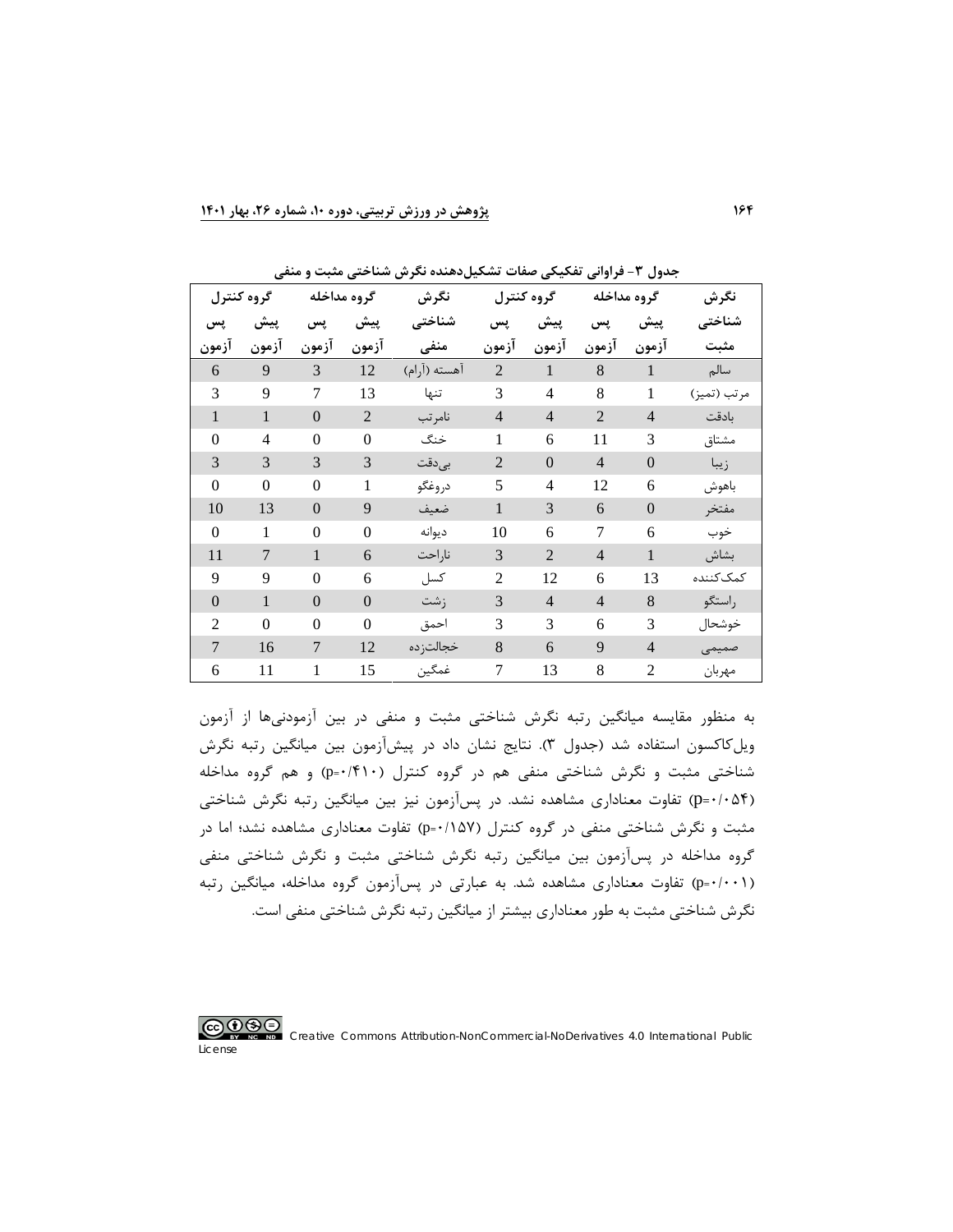جدول ۳- فراوانی تفکیکی صفات تشکیل‌دهنده نگرش شناختی مثبت و منفی

| نگرش شناختی مثبت | گروه مداخله | | گروه کنترل | | نگرش شناختی منفی | گروه مداخله | | گروه کنترل | |
|---|---|---|---|---|---|---|---|---|---|
| | پیش آزمون | پس آزمون | پیش آزمون | پس آزمون | | پیش آزمون | پس آزمون | پیش آزمون | پس آزمون |
| سالم | 1 | 8 | 1 | 2 | آهسته (آرام) | 12 | 3 | 9 | 6 |
| مرتب (تمیز) | 1 | 8 | 4 | 3 | تنها | 13 | 7 | 9 | 3 |
| بادقت | 4 | 2 | 4 | 4 | نامرتب | 2 | 0 | 1 | 1 |
| مشتاق | 3 | 11 | 6 | 1 | خنگ | 0 | 0 | 4 | 0 |
| زیبا | 0 | 4 | 0 | 2 | بی‌دقت | 3 | 3 | 3 | 3 |
| باهوش | 6 | 12 | 4 | 5 | دروغگو | 1 | 0 | 0 | 0 |
| مفتخر | 0 | 6 | 3 | 1 | ضعیف | 9 | 0 | 13 | 10 |
| خوب | 6 | 7 | 6 | 10 | دیوانه | 0 | 0 | 1 | 0 |
| بشاش | 1 | 4 | 2 | 3 | ناراحت | 6 | 1 | 7 | 11 |
| کمک‌کننده | 13 | 6 | 12 | 2 | کسل | 6 | 0 | 9 | 9 |
| راستگو | 8 | 4 | 4 | 3 | زشت | 0 | 0 | 1 | 0 |
| خوشحال | 3 | 6 | 3 | 3 | احمق | 0 | 0 | 0 | 2 |
| صمیمی | 4 | 9 | 6 | 8 | خجالت‌زده | 12 | 7 | 16 | 7 |
| مهربان | 2 | 8 | 13 | 7 | غمگین | 15 | 1 | 11 | 6 |

به منظور مقایسه میانگین رتبه نگرش شناختی مثبت و منفی در بین آزمودنی‌ها از آزمون ویل‌کاکسون استفاده شد (جدول ۳). نتایج نشان داد در پیش‌آزمون بین میانگین رتبه نگرش شناختی مثبت و نگرش شناختی منفی هم در گروه کنترل (p=۰/۴۱۰) و هم گروه مداخله (p=۰/۰۵۴) تفاوت معناداری مشاهده نشد. در پس‌آزمون نیز بین میانگین رتبه نگرش شناختی مثبت و نگرش شناختی منفی در گروه کنترل (p=۰/۱۵۷) تفاوت معناداری مشاهده نشد؛ اما در گروه مداخله در پس‌آزمون بین میانگین رتبه نگرش شناختی مثبت و نگرش شناختی منفی (p=۰/۰۰۱) تفاوت معناداری مشاهده شد. به عبارتی در پس‌آزمون گروه مداخله، میانگین رتبه نگرش شناختی مثبت به طور معناداری بیشتر از میانگین رتبه نگرش شناختی منفی است.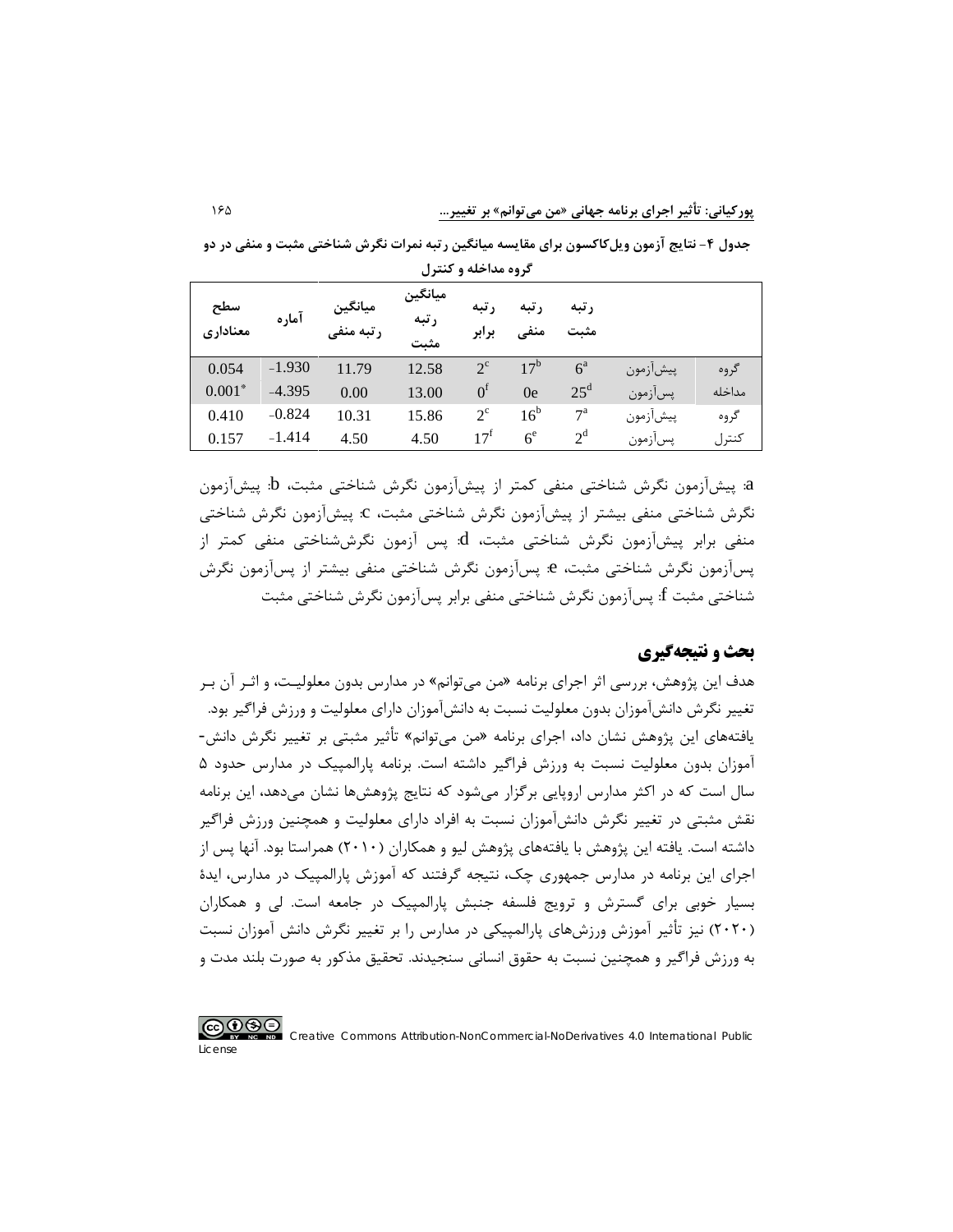**جدول ۴- نتایج آزمون ویل‌کاکسون برای مقایسه میانگین رتبه نمرات نگرش شناختی مثبت و منفی در دو گروه مداخله و کنترل**

| | | رتبه مثبت | رتبه منفی | رتبه برابر | میانگین رتبه مثبت | میانگین رتبه منفی | آماره | سطح معناداری |
|---|---|---|---|---|---|---|---|---|
| گروه | پیش‌آزمون | 6[a] | 17[b] | 2[c] | 12.58 | 11.79 | -1.930 | 0.054 |
| مداخله | پس‌آزمون | 25[d] | 0e | 0[f] | 13.00 | 0.00 | -4.395 | 0.001* |
| گروه | پیش‌آزمون | 7[a] | 16[b] | 2[c] | 15.86 | 10.31 | -0.824 | 0.410 |
| کنترل | پس‌آزمون | 2[d] | 6[e] | 17[f] | 4.50 | 4.50 | -1.414 | 0.157 |

a: پیش‌آزمون نگرش شناختی منفی کمتر از پیش‌آزمون نگرش شناختی مثبت، b: پیش‌آزمون نگرش شناختی منفی بیشتر از پیش‌آزمون نگرش شناختی مثبت، c: پیش‌آزمون نگرش شناختی منفی برابر پیش‌آزمون نگرش شناختی مثبت، d: پس آزمون نگرش‌شناختی منفی کمتر از پس‌آزمون نگرش شناختی مثبت، e: پس‌آزمون نگرش شناختی منفی بیشتر از پس‌آزمون نگرش شناختی مثبت f: پس‌آزمون نگرش شناختی منفی برابر پس‌آزمون نگرش شناختی مثبت

## بحث و نتیجه‌گیری

هدف این پژوهش، بررسی اثر اجرای برنامه «من می‌توانم» در مدارس بدون معلولیـت، و اثـر آن بـر تغییر نگرش دانش‌آموزان بدون معلولیت نسبت به دانش‌آموزان دارای معلولیت و ورزش فراگیر بود. یافته‌های این پژوهش نشان داد، اجرای برنامه «من می‌توانم» تأثیر مثبتی بر تغییر نگرش دانش-آموزان بدون معلولیت نسبت به ورزش فراگیر داشته است. برنامه پارالمپیک در مدارس حدود ۵ سال است که در اکثر مدارس اروپایی برگزار می‌شود که نتایج پژوهش‌ها نشان می‌دهد، این برنامه نقش مثبتی در تغییر نگرش دانش‌آموزان نسبت به افراد دارای معلولیت و همچنین ورزش فراگیر داشته است. یافته این پژوهش با یافته‌های پژوهش لیو و همکاران (۲۰۱۰) همراستا بود. آنها پس از اجرای این برنامه در مدارس جمهوری چک، نتیجه گرفتند که آموزش پارالمپیک در مدارس، ایدهٔ بسیار خوبی برای گسترش و ترویج فلسفه جنبش پارالمپیک در جامعه است. لی و همکاران (۲۰۲۰) نیز تأثیر آموزش ورزش‌های پارالمپیکی در مدارس را بر تغییر نگرش دانش آموزان نسبت به ورزش فراگیر و همچنین نسبت به حقوق انسانی سنجیدند. تحقیق مذکور به صورت بلند مدت و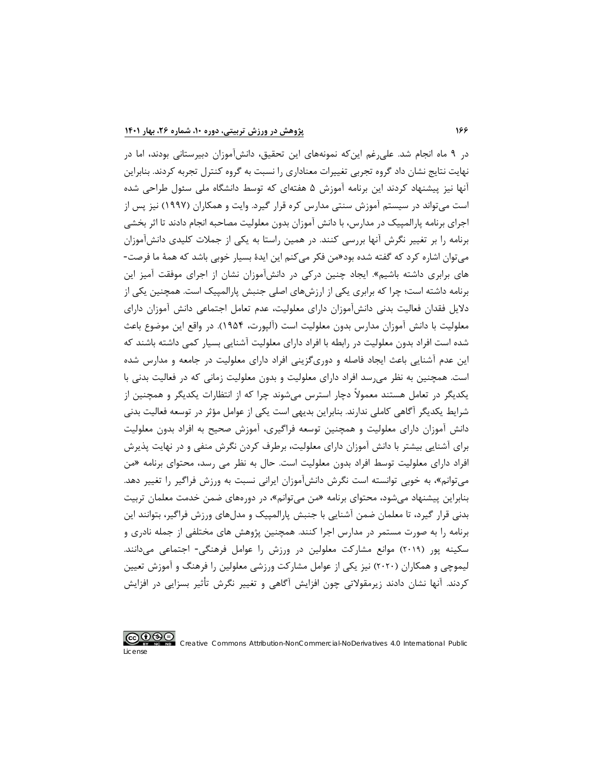در ۹ ماه انجام شد. علی‌رغم این‌که نمونه‌های این تحقیق، دانش‌آموزان دبیرستانی بودند، اما در نهایت نتایج نشان داد گروه تجربی تغییرات معناداری را نسبت به گروه کنترل تجربه کردند. بنابراین آنها نیز پیشنهاد کردند این برنامه آموزش ۵ هفته‌ای که توسط دانشگاه ملی سئول طراحی شده است می‌تواند در سیستم آموزش سنتی مدارس کره قرار گیرد. وایت و همکاران (۱۹۹۷) نیز پس از اجرای برنامه پارالمپیک در مدارس، با دانش آموزان بدون معلولیت مصاحبه انجام دادند تا اثر بخشی برنامه را بر تغییر نگرش آنها بررسی کنند. در همین راستا به یکی از جملات کلیدی دانش‌آموزان می‌توان اشاره کرد که گفته شده بود«من فکر می‌کنم این ایدهٔ بسیار خوبی باشد که همهٔ ما فرصت-های برابری داشته باشیم». ایجاد چنین درکی در دانش‌آموزان نشان از اجرای موفقت آمیز این برنامه داشته است؛ چرا که برابری یکی از ارزش‌های اصلی جنبش پارالمپیک است. همچنین یکی از دلایل فقدان فعالیت بدنی دانش‌آموزان دارای معلولیت، عدم تعامل اجتماعی دانش آموزان دارای معلولیت با دانش آموزان مدارس بدون معلولیت است (آلپورت، ۱۹۵۴). در واقع این موضوع باعث شده است افراد بدون معلولیت در رابطه با افراد دارای معلولیت آشنایی بسیار کمی داشته باشند که این عدم آشنایی باعث ایجاد فاصله و دوری‌گزینی افراد دارای معلولیت در جامعه و مدارس شده است. همچنین به نظر می‌رسد افراد دارای معلولیت و بدون معلولیت زمانی که در فعالیت بدنی با یکدیگر در تعامل هستند معمولاً دچار استرس می‌شوند چرا که از انتظارات یکدیگر و همچنین از شرایط یکدیگر آگاهی کاملی ندارند. بنابراین بدیهی است یکی از عوامل مؤثر در توسعه فعالیت بدنی دانش آموزان دارای معلولیت و همچنین توسعه فراگیری، آموزش صحیح به افراد بدون معلولیت برای آشنایی بیشتر با دانش آموزان دارای معلولیت، برطرف کردن نگرش منفی و در نهایت پذیرش افراد دارای معلولیت توسط افراد بدون معلولیت است. حال به نظر می رسد، محتوای برنامه «من می‌توانم»، به خوبی توانسته است نگرش دانش‌آموزان ایرانی نسبت به ورزش فراگیر را تغییر دهد. بنابراین پیشنهاد می‌شود، محتوای برنامه «من می‌توانم»، در دوره‌های ضمن خدمت معلمان تربیت بدنی قرار گیرد، تا معلمان ضمن آشنایی با جنبش پارالمپیک و مدل‌های ورزش فراگیر، بتوانند این برنامه را به صورت مستمر در مدارس اجرا کنند. همچنین پژوهش های مختلفی از جمله نادری و سکینه پور (۲۰۱۹) موانع مشارکت معلولین در ورزش را عوامل فرهنگی- اجتماعی می‌دانند. لیموچی و همکاران (۲۰۲۰) نیز یکی از عوامل مشارکت ورزشی معلولین را فرهنگ و آموزش تعیین کردند. آنها نشان دادند زیرمقولاتی چون افزایش آگاهی و تغییر نگرش تأثیر بسزایی در افزایش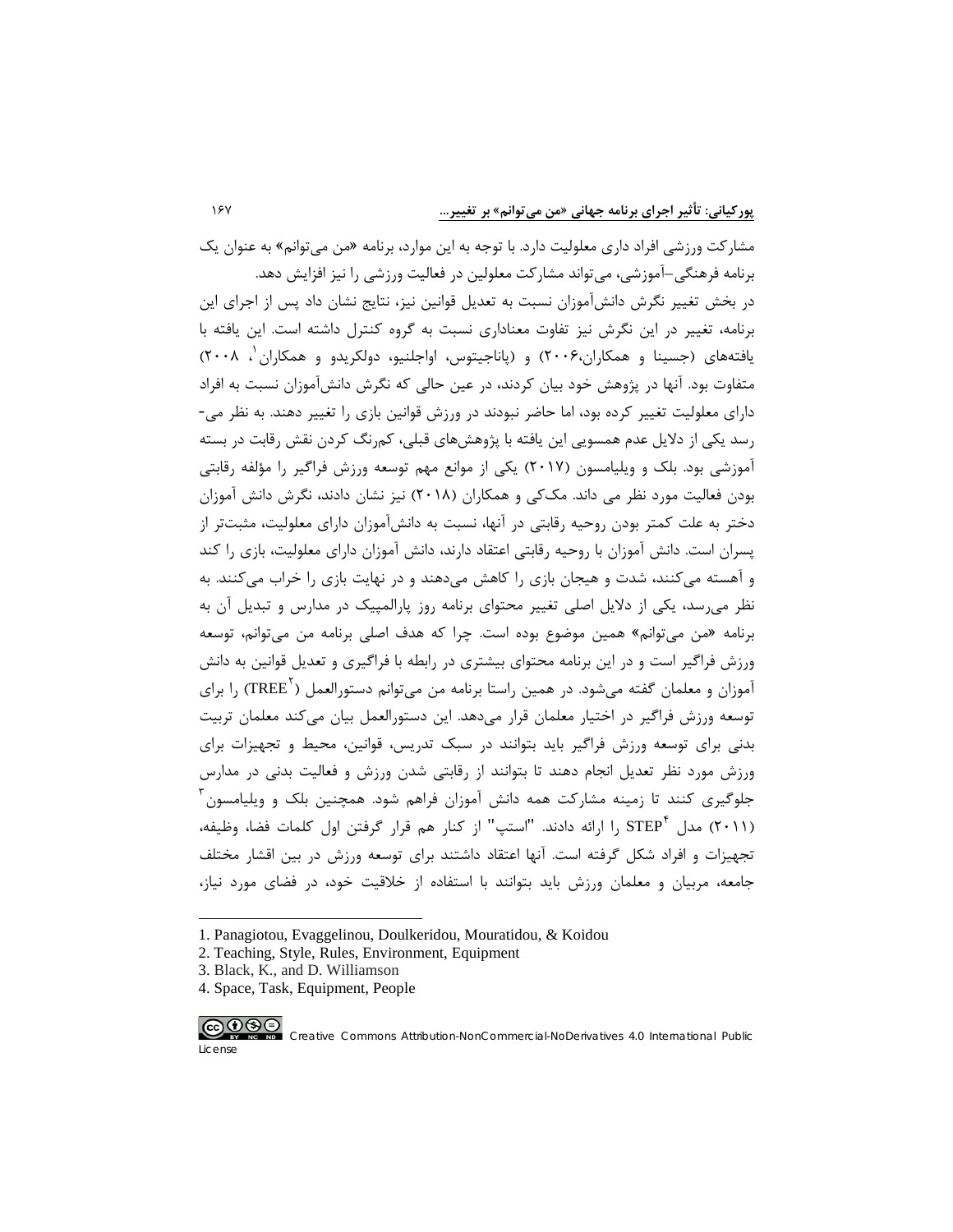مشارکت ورزشی افراد داری معلولیت دارد. با توجه به این موارد، برنامه «من می‌توانم» به عنوان یک برنامه فرهنگی–آموزشی، می‌تواند مشارکت معلولین در فعالیت ورزشی را نیز افزایش دهد.

در بخش تغییر نگرش دانش‌آموزان نسبت به تعدیل قوانین نیز، نتایج نشان داد پس از اجرای این برنامه، تغییر در این نگرش نیز تفاوت معناداری نسبت به گروه کنترل داشته است. این یافته با یافته‌های (جسینا و همکاران،۲۰۰۶) و (پاناجیتوس، اواجلنیو، دولکریدو و همکاران[1]، ۲۰۰۸) متفاوت بود. آنها در پژوهش خود بیان کردند، در عین حالی که نگرش دانش‌آموزان نسبت به افراد دارای معلولیت تغییر کرده بود، اما حاضر نبودند در ورزش قوانین بازی را تغییر دهند. به نظر می‌رسد یکی از دلایل عدم همسویی این یافته با پژوهش‌های قبلی، کم‌رنگ کردن نقش رقابت در بسته آموزشی بود. بلک و ویلیامسون (۲۰۱۷) یکی از موانع مهم توسعه ورزش فراگیر را مؤلفه رقابتی بودن فعالیت مورد نظر می داند. مک‌کی و همکاران (۲۰۱۸) نیز نشان دادند، نگرش دانش آموزان دختر به علت کمتر بودن روحیه رقابتی در آنها، نسبت به دانش‌آموزان دارای معلولیت، مثبت‌تر از پسران است. دانش آموزان با روحیه رقابتی اعتقاد دارند، دانش آموزان دارای معلولیت، بازی را کند و آهسته می‌کنند، شدت و هیجان بازی را کاهش می‌دهند و در نهایت بازی را خراب می‌کنند. به نظر می‌رسد، یکی از دلایل اصلی تغییر محتوای برنامه روز پارالمپیک در مدارس و تبدیل آن به برنامه «من می‌توانم» همین موضوع بوده است. چرا که هدف اصلی برنامه من می‌توانم، توسعه ورزش فراگیر است و در این برنامه محتوای بیشتری در رابطه با فراگیری و تعدیل قوانین به دانش آموزان و معلمان گفته می‌شود. در همین راستا برنامه من می‌توانم دستورالعمل (TREE[2]) را برای توسعه ورزش فراگیر در اختیار معلمان قرار می‌دهد. این دستورالعمل بیان می‌کند معلمان تربیت بدنی برای توسعه ورزش فراگیر باید بتوانند در سبک تدریس، قوانین، محیط و تجهیزات برای ورزش مورد نظر تعدیل انجام دهند تا بتوانند از رقابتی شدن ورزش و فعالیت بدنی در مدارس جلوگیری کنند تا زمینه مشارکت همه دانش آموزان فراهم شود. همچنین بلک و ویلیامسون[3] (۲۰۱۱) مدل STEP[4] را ارائه دادند. "استپ" از کنار هم قرار گرفتن اول کلمات فضا، وظیفه، تجهیزات و افراد شکل گرفته است. آنها اعتقاد داشتند برای توسعه ورزش در بین اقشار مختلف جامعه، مربیان و معلمان ورزش باید بتوانند با استفاده از خلاقیت خود، در فضای مورد نیاز،

1. Panagiotou, Evaggelinou, Doulkeridou, Mouratidou, & Koidou
2. Teaching, Style, Rules, Environment, Equipment
3. Black, K., and D. Williamson
4. Space, Task, Equipment, People

Creative Commons Attribution-NonCommercial-NoDerivatives 4.0 International Public License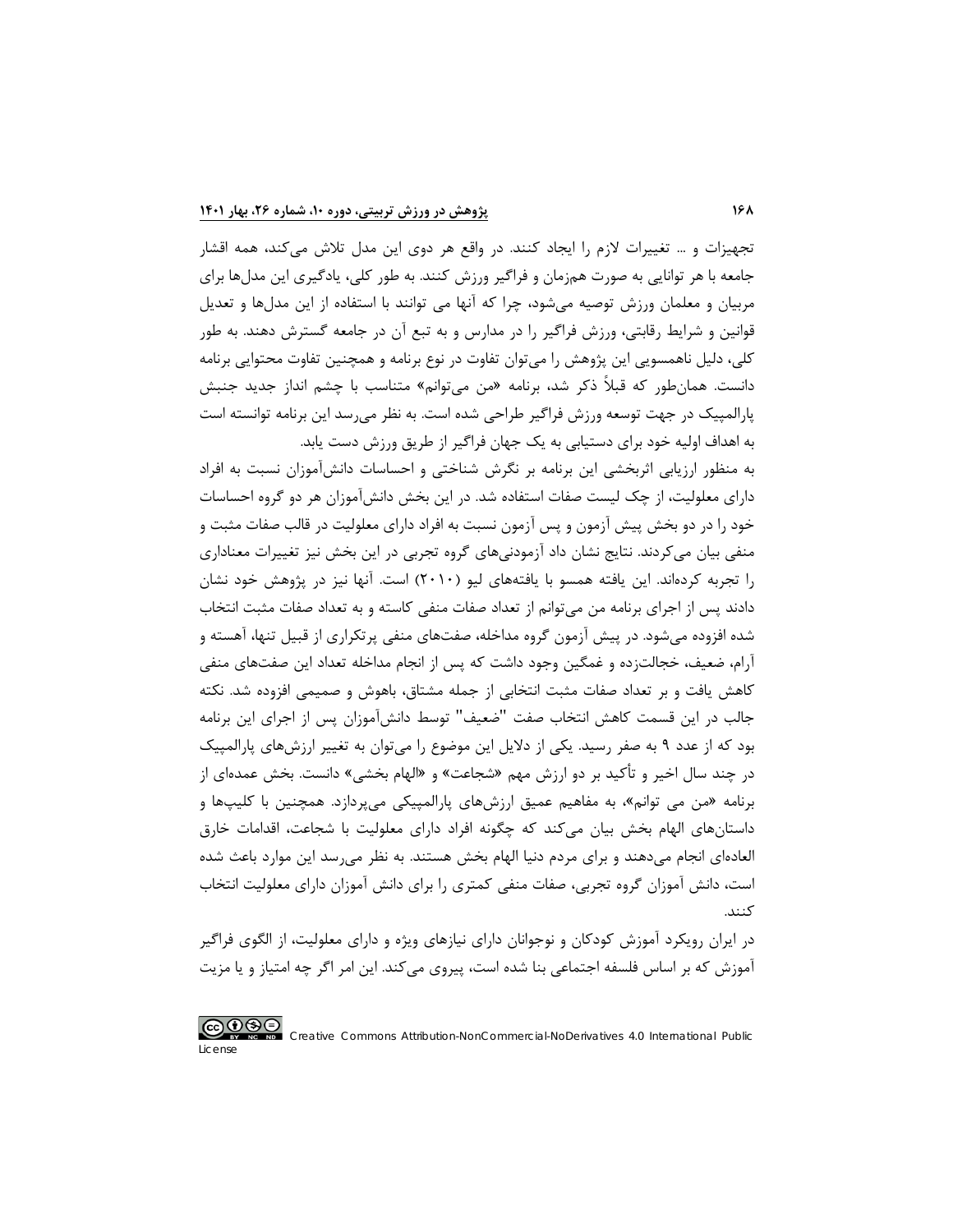تجهیزات و ... تغییرات لازم را ایجاد کنند. در واقع هر دوی این مدل تلاش می‌کند، همه اقشار جامعه با هر توانایی به صورت هم‌زمان و فراگیر ورزش کنند. به طور کلی، یادگیری این مدل‌ها برای مربیان و معلمان ورزش توصیه می‌شود، چرا که آنها می توانند با استفاده از این مدل‌ها و تعدیل قوانین و شرایط رقابتی، ورزش فراگیر را در مدارس و به تبع آن در جامعه گسترش دهند. به طور کلی، دلیل ناهمسویی این پژوهش را می‌توان تفاوت در نوع برنامه و همچنین تفاوت محتوایی برنامه دانست. همان‌طور که قبلاً ذکر شد، برنامه «من می‌توانم» متناسب با چشم انداز جدید جنبش پارالمپیک در جهت توسعه ورزش فراگیر طراحی شده است. به نظر می‌رسد این برنامه توانسته است به اهداف اولیه خود برای دستیابی به یک جهان فراگیر از طریق ورزش دست یابد.

به منظور ارزیابی اثربخشی این برنامه بر نگرش شناختی و احساسات دانش‌آموزان نسبت به افراد دارای معلولیت، از چک لیست صفات استفاده شد. در این بخش دانش‌آموزان هر دو گروه احساسات خود را در دو بخش پیش آزمون و پس آزمون نسبت به افراد دارای معلولیت در قالب صفات مثبت و منفی بیان می‌کردند. نتایج نشان داد آزمودنی‌های گروه تجربی در این بخش نیز تغییرات معناداری را تجربه کرده‌اند. این یافته همسو با یافته‌های لیو (۲۰۱۰) است. آنها نیز در پژوهش خود نشان دادند پس از اجرای برنامه من می‌توانم از تعداد صفات منفی کاسته و به تعداد صفات مثبت انتخاب شده افزوده می‌شود. در پیش آزمون گروه مداخله، صفت‌های منفی پرتکراری از قبیل تنها، آهسته و آرام، ضعیف، خجالت‌زده و غمگین وجود داشت که پس از انجام مداخله تعداد این صفت‌های منفی کاهش یافت و بر تعداد صفات مثبت انتخابی از جمله مشتاق، باهوش و صمیمی افزوده شد. نکته جالب در این قسمت کاهش انتخاب صفت "ضعیف" توسط دانش‌آموزان پس از اجرای این برنامه بود که از عدد ۹ به صفر رسید. یکی از دلایل این موضوع را می‌توان به تغییر ارزش‌های پارالمپیک در چند سال اخیر و تأکید بر دو ارزش مهم «شجاعت» و «الهام بخشی» دانست. بخش عمده‌ای از برنامه «من می توانم»، به مفاهیم عمیق ارزش‌های پارالمپیکی می‌پردازد. همچنین با کلیپ‌ها و داستان‌های الهام بخش بیان می‌کند که چگونه افراد دارای معلولیت با شجاعت، اقدامات خارق العاده‌ای انجام می‌دهند و برای مردم دنیا الهام بخش هستند. به نظر می‌رسد این موارد باعث شده است، دانش آموزان گروه تجربی، صفات منفی کمتری را برای دانش آموزان دارای معلولیت انتخاب کنند.

در ایران رویکرد آموزش کودکان و نوجوانان دارای نیازهای ویژه و دارای معلولیت، از الگوی فراگیر آموزش که بر اساس فلسفه اجتماعی بنا شده است، پیروی می‌کند. این امر اگر چه امتیاز و یا مزیت

Creative Commons Attribution-NonCommercial-NoDerivatives 4.0 International Public License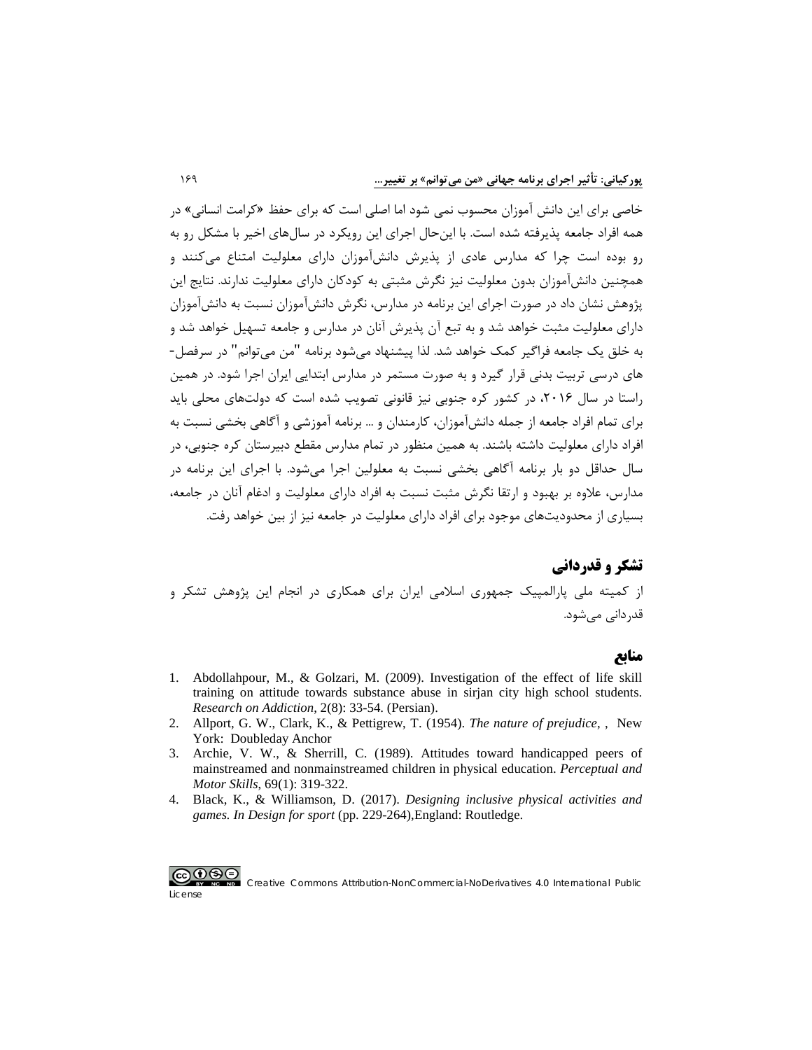خاصی برای این دانش آموزان محسوب نمی شود اما اصلی است که برای حفظ «کرامت انسانی» در همه افراد جامعه پذیرفته شده است. با این‌حال اجرای این رویکرد در سال‌های اخیر با مشکل رو به رو بوده است چرا که مدارس عادی از پذیرش دانش‌آموزان دارای معلولیت امتناع می‌کنند و همچنین دانش‌آموزان بدون معلولیت نیز نگرش مثبتی به کودکان دارای معلولیت ندارند. نتایج این پژوهش نشان داد در صورت اجرای این برنامه در مدارس، نگرش دانش‌آموزان نسبت به دانش‌آموزان دارای معلولیت مثبت خواهد شد و به تبع آن پذیرش آنان در مدارس و جامعه تسهیل خواهد شد و به خلق یک جامعه فراگیر کمک خواهد شد. لذا پیشنهاد می‌شود برنامه "من می‌توانم" در سرفصل-های درسی تربیت بدنی قرار گیرد و به صورت مستمر در مدارس ابتدایی ایران اجرا شود. در همین راستا در سال ۲۰۱۶، در کشور کره جنوبی نیز قانونی تصویب شده است که دولت‌های محلی باید برای تمام افراد جامعه از جمله دانش‌آموزان، کارمندان و ... برنامه آموزشی و آگاهی بخشی نسبت به افراد دارای معلولیت داشته باشند. به همین منظور در تمام مدارس مقطع دبیرستان کره جنوبی، در سال حداقل دو بار برنامه آگاهی بخشی نسبت به معلولین اجرا می‌شود. با اجرای این برنامه در مدارس، علاوه بر بهبود و ارتقا نگرش مثبت نسبت به افراد دارای معلولیت و ادغام آنان در جامعه، بسیاری از محدودیت‌های موجود برای افراد دارای معلولیت در جامعه نیز از بین خواهد رفت.

## تشکر و قدردانی

از کمیته ملی پارالمپیک جمهوری اسلامی ایران برای همکاری در انجام این پژوهش تشکر و قدردانی می‌شود.

## منابع

1. Abdollahpour, M., & Golzari, M. (2009). Investigation of the effect of life skill training on attitude towards substance abuse in sirjan city high school students. *Research on Addiction*, 2(8): 33-54. (Persian).
2. Allport, G. W., Clark, K., & Pettigrew, T. (1954). *The nature of prejudice*, , New York: Doubleday Anchor
3. Archie, V. W., & Sherrill, C. (1989). Attitudes toward handicapped peers of mainstreamed and nonmainstreamed children in physical education. *Perceptual and Motor Skills*, 69(1): 319-322.
4. Black, K., & Williamson, D. (2017). *Designing inclusive physical activities and games. In Design for sport* (pp. 229-264),England: Routledge.

Creative Commons Attribution-NonCommercial-NoDerivatives 4.0 International Public License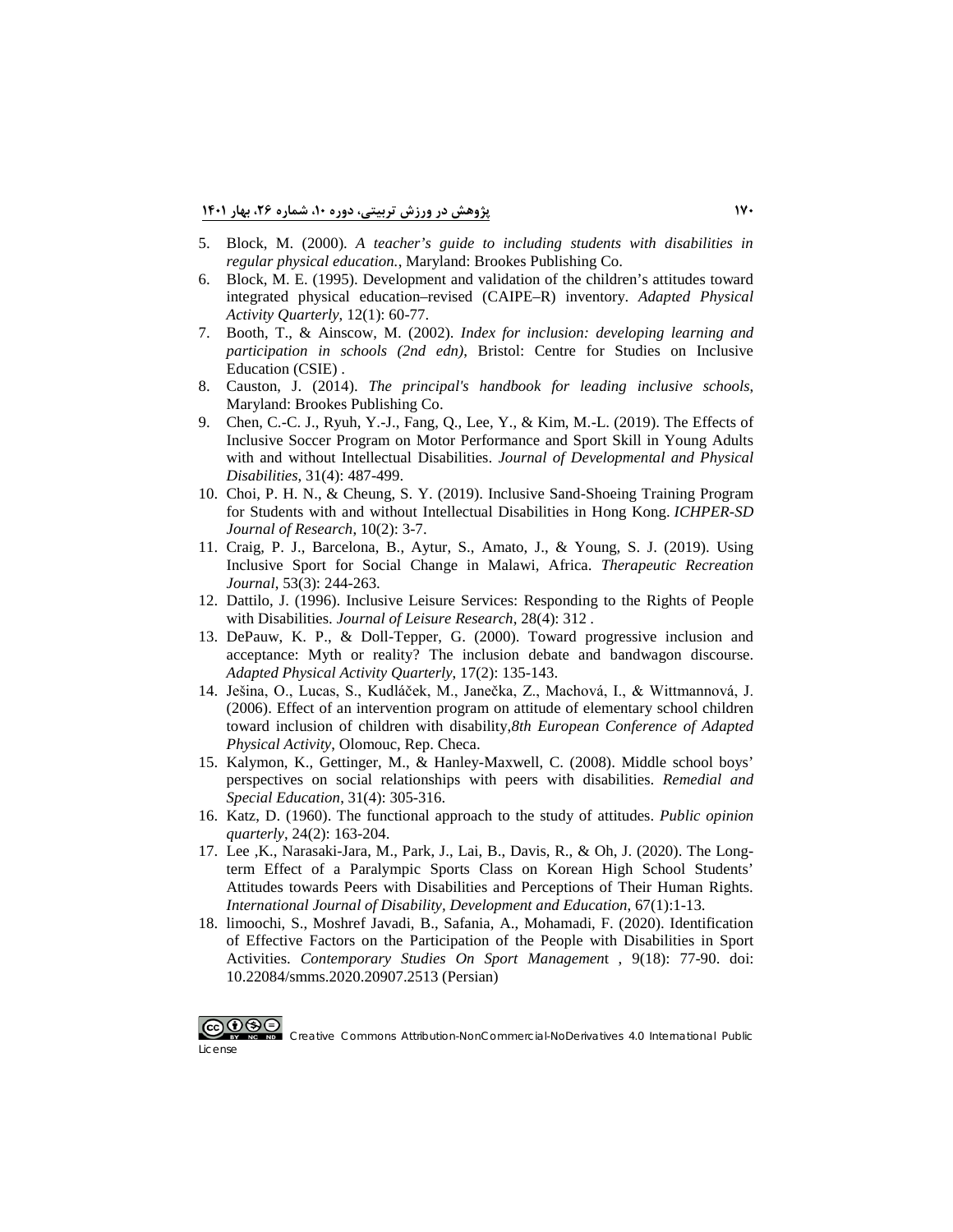5. Block, M. (2000). *A teacher's guide to including students with disabilities in regular physical education.*, Maryland: Brookes Publishing Co.
6. Block, M. E. (1995). Development and validation of the children's attitudes toward integrated physical education–revised (CAIPE–R) inventory. *Adapted Physical Activity Quarterly*, 12(1): 60-77.
7. Booth, T., & Ainscow, M. (2002). *Index for inclusion: developing learning and participation in schools (2nd edn)*, Bristol: Centre for Studies on Inclusive Education (CSIE) .
8. Causton, J. (2014). *The principal's handbook for leading inclusive schools*, Maryland: Brookes Publishing Co.
9. Chen, C.-C. J., Ryuh, Y.-J., Fang, Q., Lee, Y., & Kim, M.-L. (2019). The Effects of Inclusive Soccer Program on Motor Performance and Sport Skill in Young Adults with and without Intellectual Disabilities. *Journal of Developmental and Physical Disabilities*, 31(4): 487-499.
10. Choi, P. H. N., & Cheung, S. Y. (2019). Inclusive Sand-Shoeing Training Program for Students with and without Intellectual Disabilities in Hong Kong. *ICHPER-SD Journal of Research*, 10(2): 3-7.
11. Craig, P. J., Barcelona, B., Aytur, S., Amato, J., & Young, S. J. (2019). Using Inclusive Sport for Social Change in Malawi, Africa. *Therapeutic Recreation Journal*, 53(3): 244-263.
12. Dattilo, J. (1996). Inclusive Leisure Services: Responding to the Rights of People with Disabilities. *Journal of Leisure Research*, 28(4): 312 .
13. DePauw, K. P., & Doll-Tepper, G. (2000). Toward progressive inclusion and acceptance: Myth or reality? The inclusion debate and bandwagon discourse. *Adapted Physical Activity Quarterly*, 17(2): 135-143.
14. Ješina, O., Lucas, S., Kudláček, M., Janečka, Z., Machová, I., & Wittmannová, J. (2006). Effect of an intervention program on attitude of elementary school children toward inclusion of children with disability,*8th European Conference of Adapted Physical Activity*, Olomouc, Rep. Checa.
15. Kalymon, K., Gettinger, M., & Hanley-Maxwell, C. (2008). Middle school boys' perspectives on social relationships with peers with disabilities. *Remedial and Special Education*, 31(4): 305-316.
16. Katz, D. (1960). The functional approach to the study of attitudes. *Public opinion quarterly*, 24(2): 163-204.
17. Lee ,K., Narasaki-Jara, M., Park, J., Lai, B., Davis, R., & Oh, J. (2020). The Long-term Effect of a Paralympic Sports Class on Korean High School Students' Attitudes towards Peers with Disabilities and Perceptions of Their Human Rights. *International Journal of Disability, Development and Education*, 67(1):1-13.
18. limoochi, S., Moshref Javadi, B., Safania, A., Mohamadi, F. (2020). Identification of Effective Factors on the Participation of the People with Disabilities in Sport Activities. *Contemporary Studies On Sport Managemen*t , 9(18): 77-90. doi: 10.22084/smms.2020.20907.2513 (Persian)

Creative Commons Attribution-NonCommercial-NoDerivatives 4.0 International Public License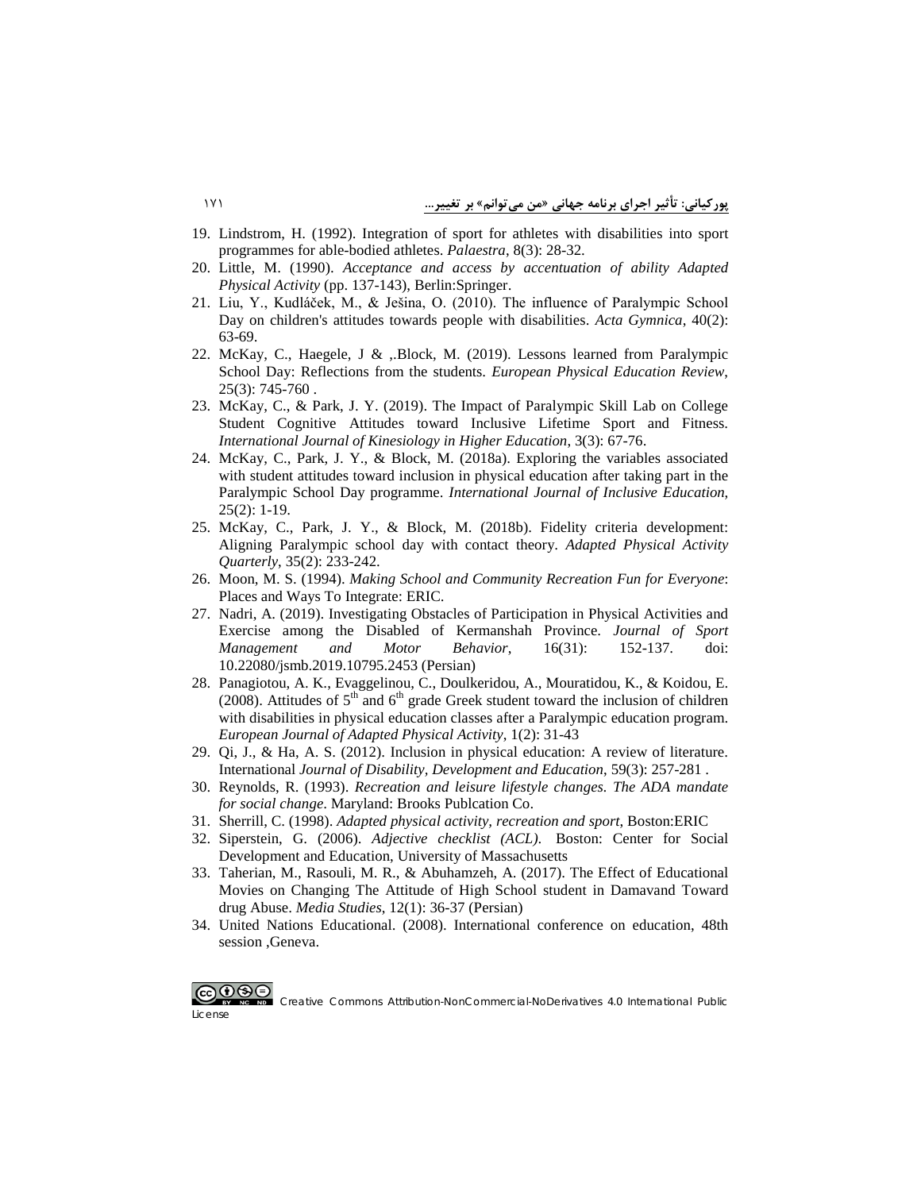19. Lindstrom, H. (1992). Integration of sport for athletes with disabilities into sport programmes for able-bodied athletes. *Palaestra*, 8(3): 28-32.
20. Little, M. (1990). *Acceptance and access by accentuation of ability Adapted Physical Activity* (pp. 137-143), Berlin:Springer.
21. Liu, Y., Kudláček, M., & Ješina, O. (2010). The influence of Paralympic School Day on children's attitudes towards people with disabilities. *Acta Gymnica*, 40(2): 63-69.
22. McKay, C., Haegele, J & ,.Block, M. (2019). Lessons learned from Paralympic School Day: Reflections from the students. *European Physical Education Review*, 25(3): 745-760 .
23. McKay, C., & Park, J. Y. (2019). The Impact of Paralympic Skill Lab on College Student Cognitive Attitudes toward Inclusive Lifetime Sport and Fitness. *International Journal of Kinesiology in Higher Education*, 3(3): 67-76.
24. McKay, C., Park, J. Y., & Block, M. (2018a). Exploring the variables associated with student attitudes toward inclusion in physical education after taking part in the Paralympic School Day programme. *International Journal of Inclusive Education*, 25(2): 1-19.
25. McKay, C., Park, J. Y., & Block, M. (2018b). Fidelity criteria development: Aligning Paralympic school day with contact theory. *Adapted Physical Activity Quarterly*, 35(2): 233-242.
26. Moon, M. S. (1994). *Making School and Community Recreation Fun for Everyone*: Places and Ways To Integrate: ERIC.
27. Nadri, A. (2019). Investigating Obstacles of Participation in Physical Activities and Exercise among the Disabled of Kermanshah Province. *Journal of Sport Management and Motor Behavior*, 16(31): 152-137. doi: 10.22080/jsmb.2019.10795.2453 (Persian)
28. Panagiotou, A. K., Evaggelinou, C., Doulkeridou, A., Mouratidou, K., & Koidou, E. (2008). Attitudes of 5th and 6th grade Greek student toward the inclusion of children with disabilities in physical education classes after a Paralympic education program. *European Journal of Adapted Physical Activity*, 1(2): 31-43
29. Qi, J., & Ha, A. S. (2012). Inclusion in physical education: A review of literature. International *Journal of Disability, Development and Education*, 59(3): 257-281 .
30. Reynolds, R. (1993). *Recreation and leisure lifestyle changes. The ADA mandate for social change*. Maryland: Brooks Publcation Co.
31. Sherrill, C. (1998). *Adapted physical activity, recreation and sport*, Boston:ERIC
32. Siperstein, G. (2006). *Adjective checklist (ACL)*. Boston: Center for Social Development and Education, University of Massachusetts
33. Taherian, M., Rasouli, M. R., & Abuhamzeh, A. (2017). The Effect of Educational Movies on Changing The Attitude of High School student in Damavand Toward drug Abuse. *Media Studies*, 12(1): 36-37 (Persian)
34. United Nations Educational. (2008). International conference on education, 48th session ,Geneva.

Creative Commons Attribution-NonCommercial-NoDerivatives 4.0 International Public License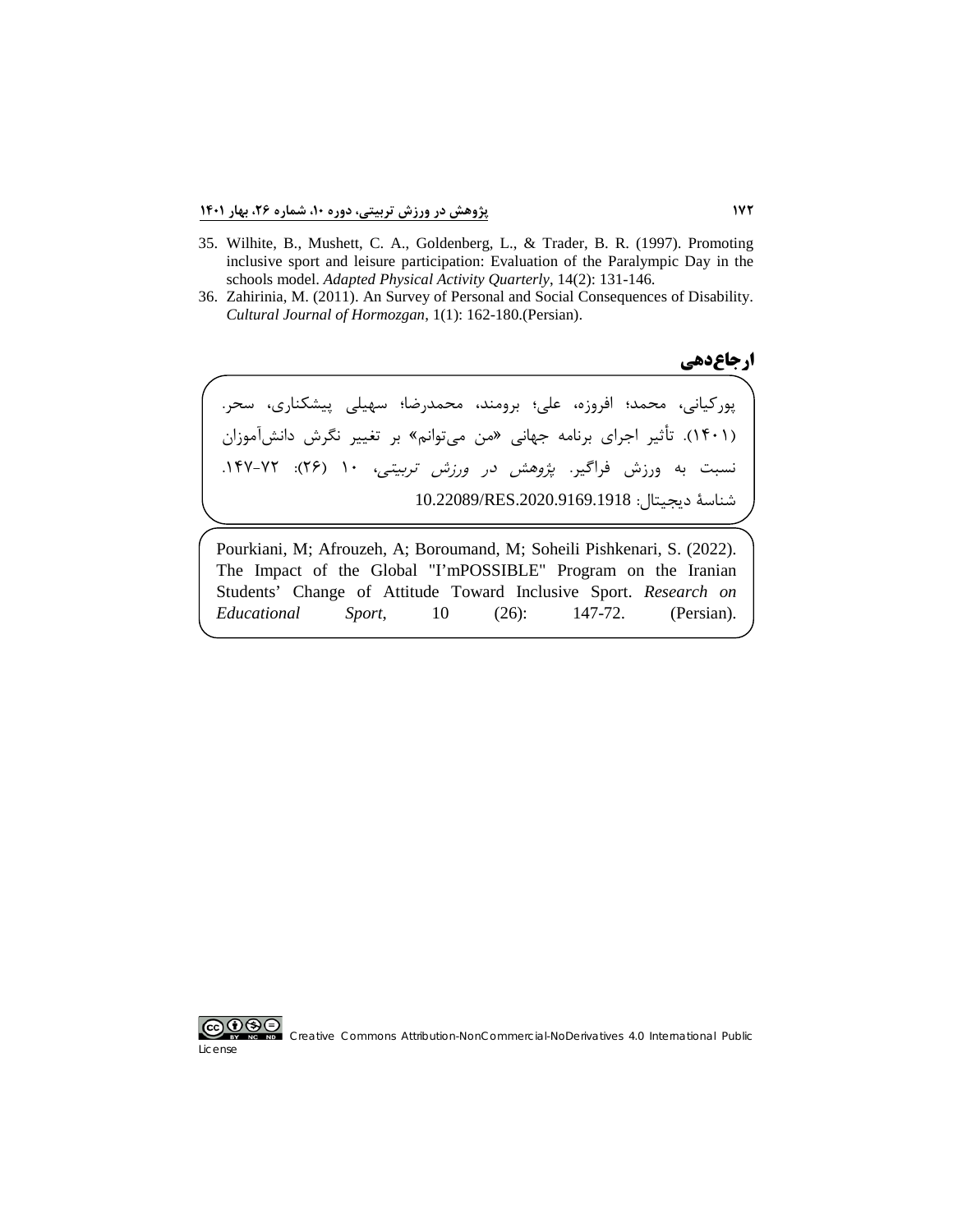35. Wilhite, B., Mushett, C. A., Goldenberg, L., & Trader, B. R. (1997). Promoting inclusive sport and leisure participation: Evaluation of the Paralympic Day in the schools model. *Adapted Physical Activity Quarterly*, 14(2): 131-146.
36. Zahirinia, M. (2011). An Survey of Personal and Social Consequences of Disability. *Cultural Journal of Hormozgan*, 1(1): 162-180.(Persian).

## ارجاع‌دهی

پورکیانی، محمد؛ افروزه، علی؛ برومند، محمدرضا؛ سهیلی پیشکناری، سحر. (۱۴۰۱). تأثیر اجرای برنامه جهانی «من می‌توانم» بر تغییر نگرش دانش‌آموزان نسبت به ورزش فراگیر. *پژوهش در ورزش تربیتی*، ۱۰ (۲۶): ۷۲-۱۴۷.
شناسهٔ دیجیتال: 10.22089/RES.2020.9169.1918

Pourkiani, M; Afrouzeh, A; Boroumand, M; Soheili Pishkenari, S. (2022). The Impact of the Global "I'mPOSSIBLE" Program on the Iranian Students' Change of Attitude Toward Inclusive Sport. *Research on Educational Sport*, 10 (26): 147-72. (Persian).

Creative Commons Attribution-NonCommercial-NoDerivatives 4.0 International Public License